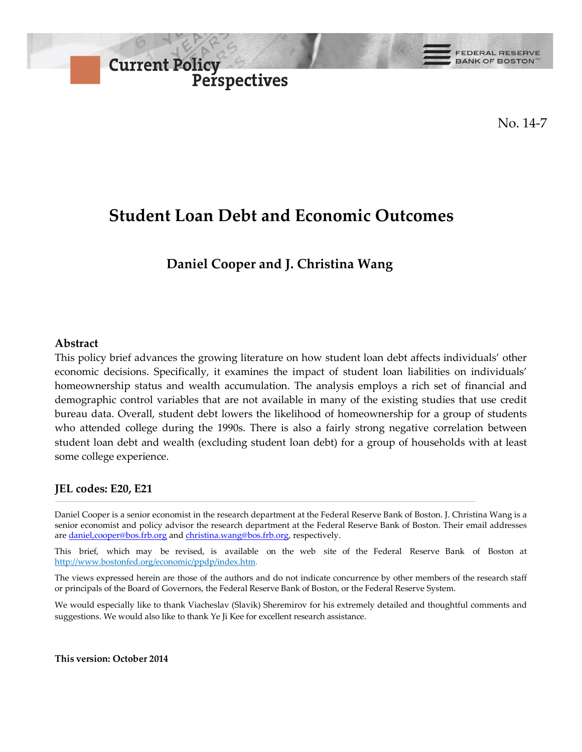Current Policy Perspectives

FEDERAL RESERVE BANK OF BOSTON™

No. 14-7

# Student Loan Debt and Economic Outcomes

**Daniel Cooper and J. Christina Wang**

## Abstract

This policy brief advances the growing literature on how student loan debt affects individuals' other economic decisions. Specifically, it examines the impact of student loan liabilities on individuals' homeownership status and wealth accumulation. The analysis employs a rich set of financial and demographic control variables that are not available in many of the existing studies that use credit bureau data. Overall, student debt lowers the likelihood of homeownership for a group of students who attended college during the 1990s. There is also a fairly strong negative correlation between student loan debt and wealth (excluding student loan debt) for a group of households with at least some college experience.

### JEL codes: E20, E21

Daniel Cooper is a senior economist in the research department at the Federal Reserve Bank of Boston. J. Christina Wang is a senior economist and policy advisor the research department at the Federal Reserve Bank of Boston. Their email addresses are daniel,cooper@bos.frb.org and christina.wang@bos.frb.org, respectively.

This brief, which may be revised, is available on the web site of the Federal Reserve Bank of Boston at http://www.bostonfed.org/economic/ppdp/index.htm.

The views expressed herein are those of the authors and do not indicate concurrence by other members of the research staff or principals of the Board of Governors, the Federal Reserve Bank of Boston, or the Federal Reserve System.

We would especially like to thank Viacheslav (Slavik) Sheremirov for his extremely detailed and thoughtful comments and suggestions. We would also like to thank Ye Ji Kee for excellent research assistance.

**This version: October 2014**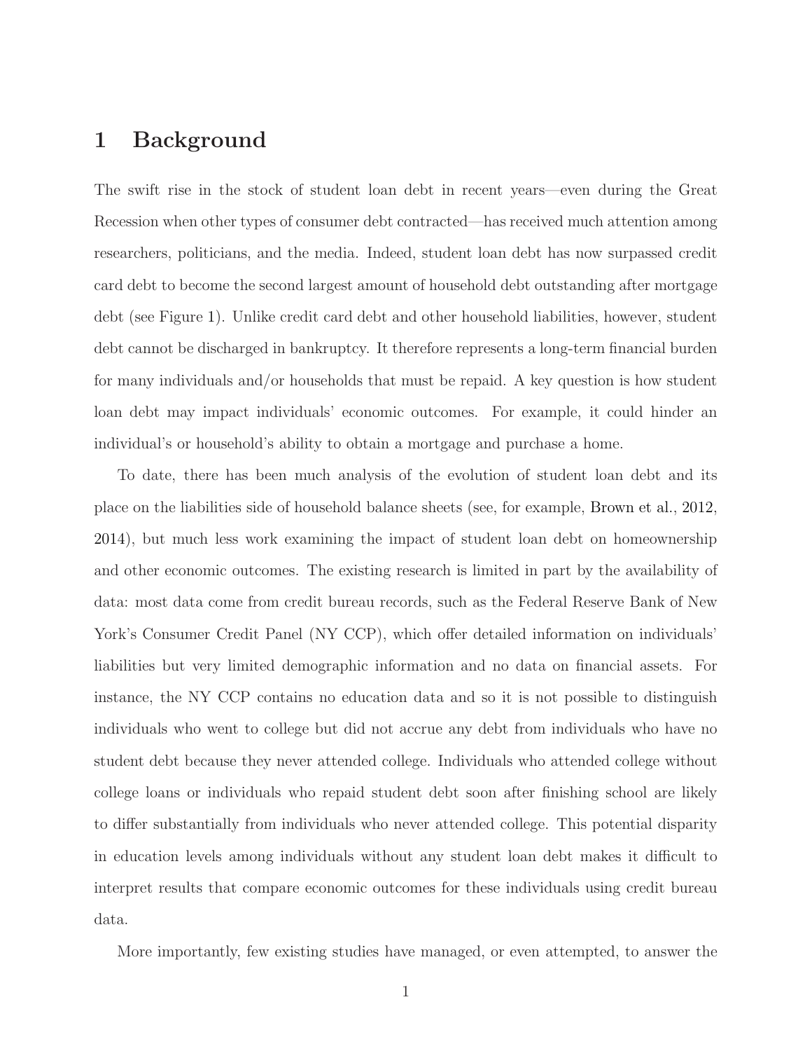# 1 Background

The swift rise in the stock of student loan debt in recent years—even during the Great Recession when other types of consumer debt contracted—has received much attention among researchers, politicians, and the media. Indeed, student loan debt has now surpassed credit card debt to become the second largest amount of household debt outstanding after mortgage debt (see Figure 1). Unlike credit card debt and other household liabilities, however, student debt cannot be discharged in bankruptcy. It therefore represents a long-term financial burden for many individuals and/or households that must be repaid. A key question is how student loan debt may impact individuals' economic outcomes. For example, it could hinder an individual's or household's ability to obtain a mortgage and purchase a home.

To date, there has been much analysis of the evolution of student loan debt and its place on the liabilities side of household balance sheets (see, for example, Brown et al., 2012, 2014), but much less work examining the impact of student loan debt on homeownership and other economic outcomes. The existing research is limited in part by the availability of data: most data come from credit bureau records, such as the Federal Reserve Bank of New York's Consumer Credit Panel (NY CCP), which offer detailed information on individuals' liabilities but very limited demographic information and no data on financial assets. For instance, the NY CCP contains no education data and so it is not possible to distinguish individuals who went to college but did not accrue any debt from individuals who have no student debt because they never attended college. Individuals who attended college without college loans or individuals who repaid student debt soon after finishing school are likely to differ substantially from individuals who never attended college. This potential disparity in education levels among individuals without any student loan debt makes it difficult to interpret results that compare economic outcomes for these individuals using credit bureau data.

More importantly, few existing studies have managed, or even attempted, to answer the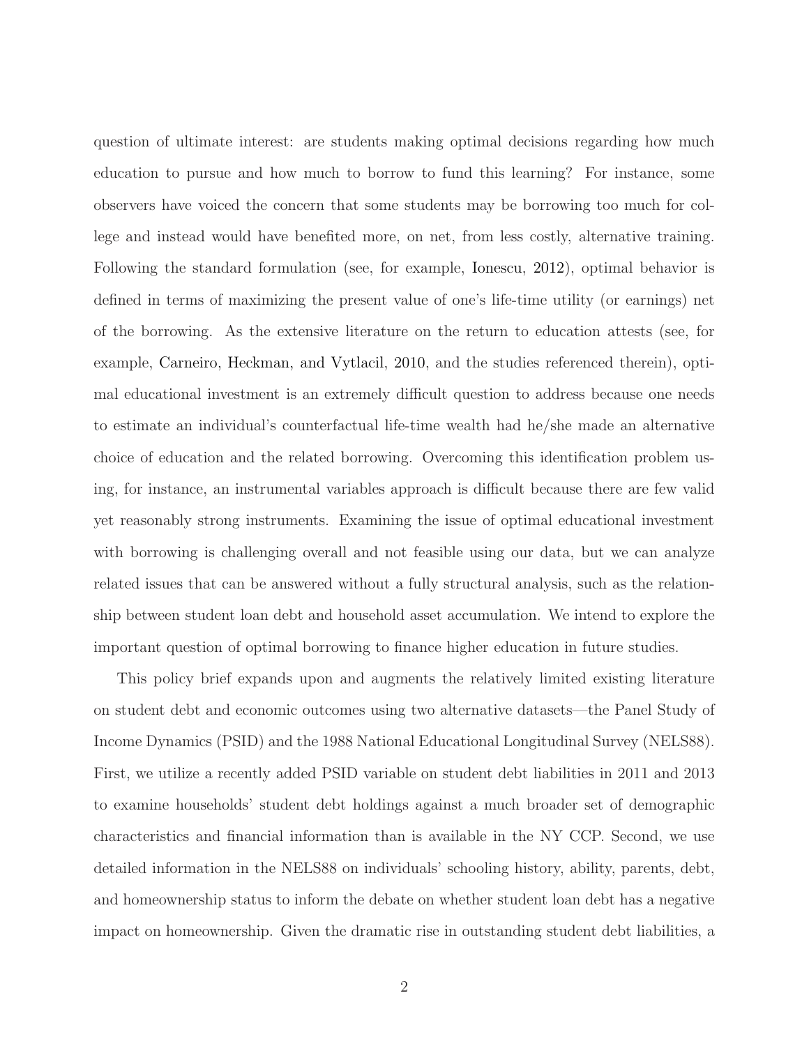question of ultimate interest: are students making optimal decisions regarding how much education to pursue and how much to borrow to fund this learning? For instance, some observers have voiced the concern that some students may be borrowing too much for college and instead would have benefited more, on net, from less costly, alternative training. Following the standard formulation (see, for example, Ionescu, 2012), optimal behavior is defined in terms of maximizing the present value of one's life-time utility (or earnings) net of the borrowing. As the extensive literature on the return to education attests (see, for example, Carneiro, Heckman, and Vytlacil, 2010, and the studies referenced therein), optimal educational investment is an extremely difficult question to address because one needs to estimate an individual's counterfactual life-time wealth had he/she made an alternative choice of education and the related borrowing. Overcoming this identification problem using, for instance, an instrumental variables approach is difficult because there are few valid yet reasonably strong instruments. Examining the issue of optimal educational investment with borrowing is challenging overall and not feasible using our data, but we can analyze related issues that can be answered without a fully structural analysis, such as the relationship between student loan debt and household asset accumulation. We intend to explore the important question of optimal borrowing to finance higher education in future studies.

This policy brief expands upon and augments the relatively limited existing literature on student debt and economic outcomes using two alternative datasets—the Panel Study of Income Dynamics (PSID) and the 1988 National Educational Longitudinal Survey (NELS88). First, we utilize a recently added PSID variable on student debt liabilities in 2011 and 2013 to examine households' student debt holdings against a much broader set of demographic characteristics and financial information than is available in the NY CCP. Second, we use detailed information in the NELS88 on individuals' schooling history, ability, parents, debt, and homeownership status to inform the debate on whether student loan debt has a negative impact on homeownership. Given the dramatic rise in outstanding student debt liabilities, a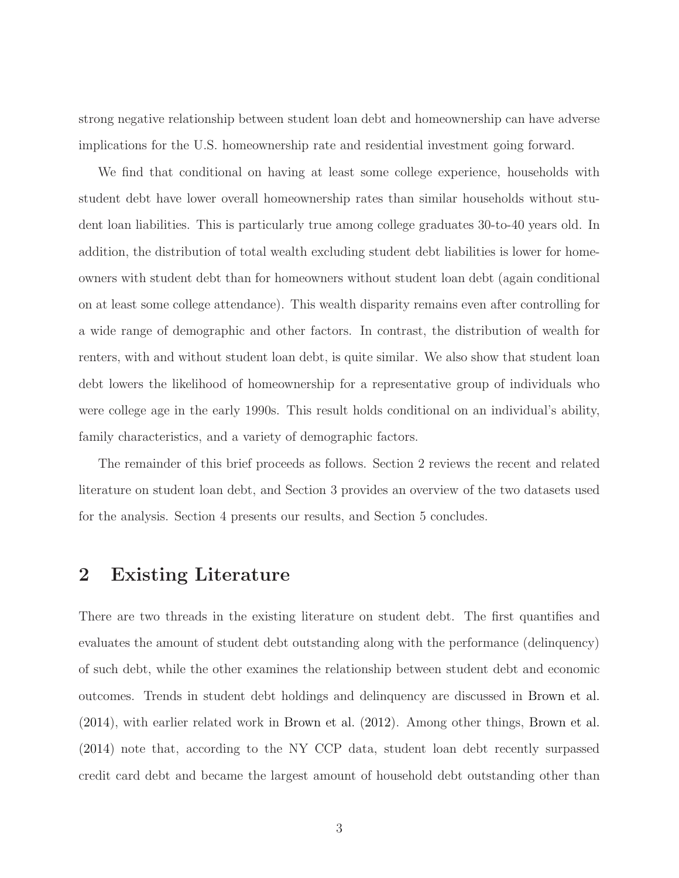strong negative relationship between student loan debt and homeownership can have adverse implications for the U.S. homeownership rate and residential investment going forward.

We find that conditional on having at least some college experience, households with student debt have lower overall homeownership rates than similar households without student loan liabilities. This is particularly true among college graduates 30-to-40 years old. In addition, the distribution of total wealth excluding student debt liabilities is lower for homeowners with student debt than for homeowners without student loan debt (again conditional on at least some college attendance). This wealth disparity remains even after controlling for a wide range of demographic and other factors. In contrast, the distribution of wealth for renters, with and without student loan debt, is quite similar. We also show that student loan debt lowers the likelihood of homeownership for a representative group of individuals who were college age in the early 1990s. This result holds conditional on an individual's ability, family characteristics, and a variety of demographic factors.

The remainder of this brief proceeds as follows. Section 2 reviews the recent and related literature on student loan debt, and Section 3 provides an overview of the two datasets used for the analysis. Section 4 presents our results, and Section 5 concludes.

## 2 Existing Literature

There are two threads in the existing literature on student debt. The first quantifies and evaluates the amount of student debt outstanding along with the performance (delinquency) of such debt, while the other examines the relationship between student debt and economic outcomes. Trends in student debt holdings and delinquency are discussed in Brown et al. (2014), with earlier related work in Brown et al. (2012). Among other things, Brown et al. (2014) note that, according to the NY CCP data, student loan debt recently surpassed credit card debt and became the largest amount of household debt outstanding other than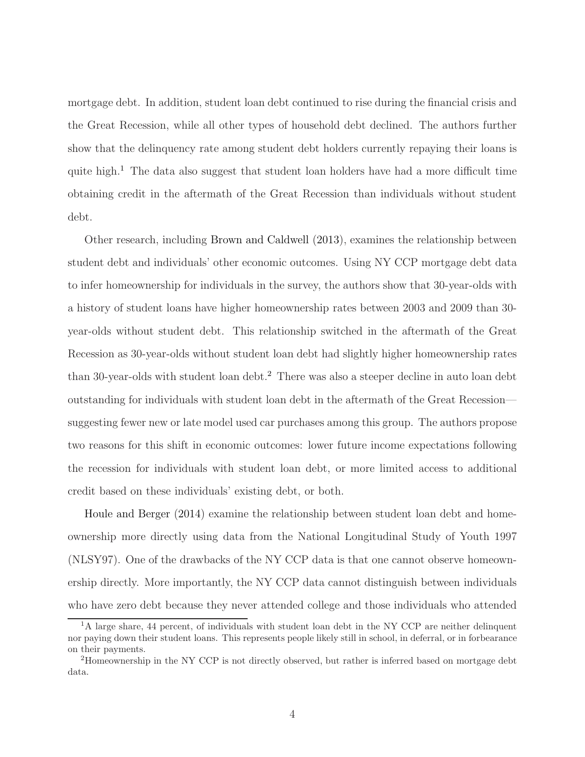mortgage debt. In addition, student loan debt continued to rise during the financial crisis and the Great Recession, while all other types of household debt declined. The authors further show that the delinquency rate among student debt holders currently repaying their loans is quite high.[1] The data also suggest that student loan holders have had a more difficult time obtaining credit in the aftermath of the Great Recession than individuals without student debt.

Other research, including Brown and Caldwell (2013), examines the relationship between student debt and individuals' other economic outcomes. Using NY CCP mortgage debt data to infer homeownership for individuals in the survey, the authors show that 30-year-olds with a history of student loans have higher homeownership rates between 2003 and 2009 than 30-year-olds without student debt. This relationship switched in the aftermath of the Great Recession as 30-year-olds without student loan debt had slightly higher homeownership rates than 30-year-olds with student loan debt.[2] There was also a steeper decline in auto loan debt outstanding for individuals with student loan debt in the aftermath of the Great Recession—suggesting fewer new or late model used car purchases among this group. The authors propose two reasons for this shift in economic outcomes: lower future income expectations following the recession for individuals with student loan debt, or more limited access to additional credit based on these individuals' existing debt, or both.

Houle and Berger (2014) examine the relationship between student loan debt and homeownership more directly using data from the National Longitudinal Study of Youth 1997 (NLSY97). One of the drawbacks of the NY CCP data is that one cannot observe homeownership directly. More importantly, the NY CCP data cannot distinguish between individuals who have zero debt because they never attended college and those individuals who attended

[1] A large share, 44 percent, of individuals with student loan debt in the NY CCP are neither delinquent nor paying down their student loans. This represents people likely still in school, in deferral, or in forbearance on their payments.

[2] Homeownership in the NY CCP is not directly observed, but rather is inferred based on mortgage debt data.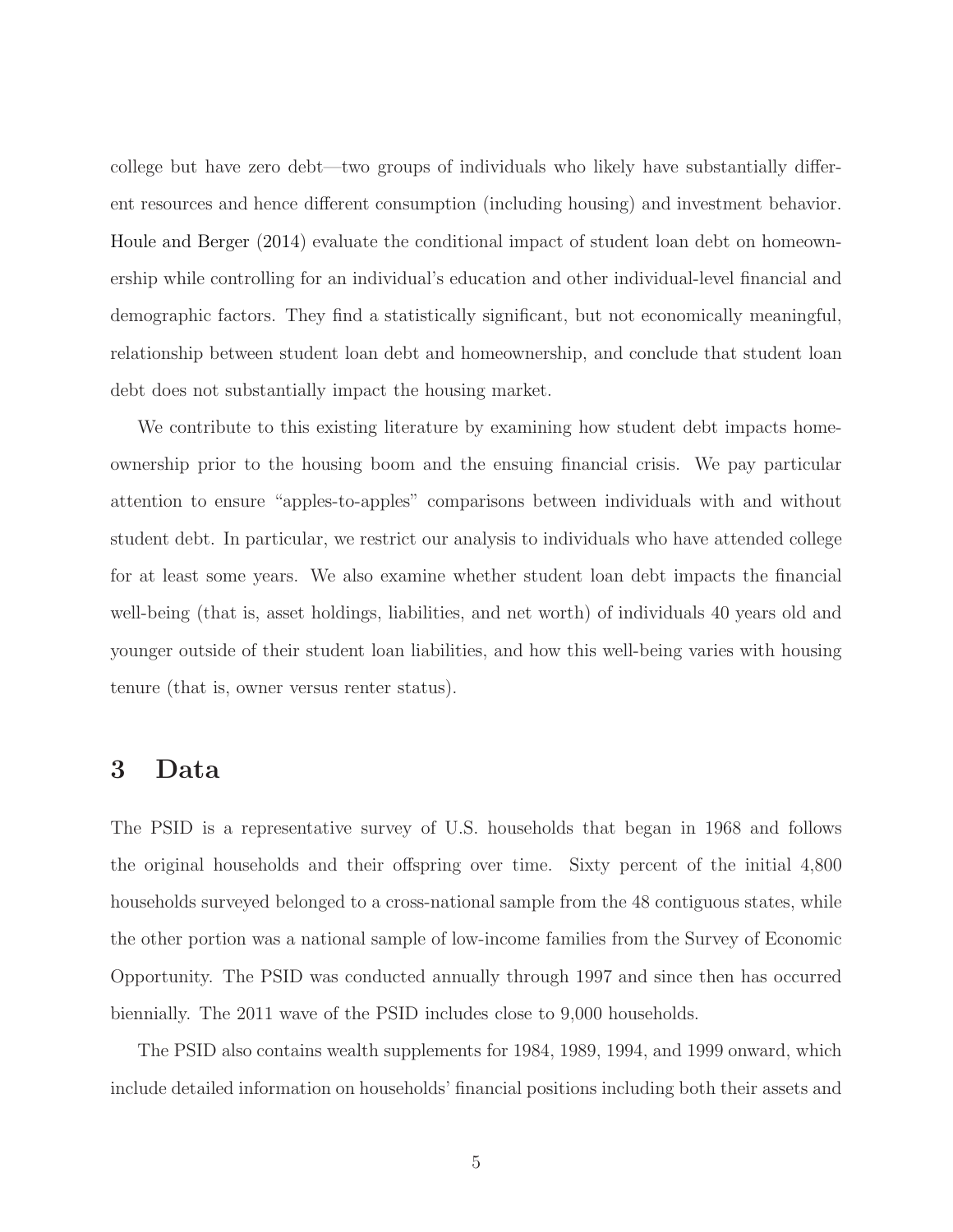college but have zero debt—two groups of individuals who likely have substantially different resources and hence different consumption (including housing) and investment behavior. Houle and Berger (2014) evaluate the conditional impact of student loan debt on homeownership while controlling for an individual's education and other individual-level financial and demographic factors. They find a statistically significant, but not economically meaningful, relationship between student loan debt and homeownership, and conclude that student loan debt does not substantially impact the housing market.

We contribute to this existing literature by examining how student debt impacts homeownership prior to the housing boom and the ensuing financial crisis. We pay particular attention to ensure "apples-to-apples" comparisons between individuals with and without student debt. In particular, we restrict our analysis to individuals who have attended college for at least some years. We also examine whether student loan debt impacts the financial well-being (that is, asset holdings, liabilities, and net worth) of individuals 40 years old and younger outside of their student loan liabilities, and how this well-being varies with housing tenure (that is, owner versus renter status).

# 3 Data

The PSID is a representative survey of U.S. households that began in 1968 and follows the original households and their offspring over time. Sixty percent of the initial 4,800 households surveyed belonged to a cross-national sample from the 48 contiguous states, while the other portion was a national sample of low-income families from the Survey of Economic Opportunity. The PSID was conducted annually through 1997 and since then has occurred biennially. The 2011 wave of the PSID includes close to 9,000 households.

The PSID also contains wealth supplements for 1984, 1989, 1994, and 1999 onward, which include detailed information on households' financial positions including both their assets and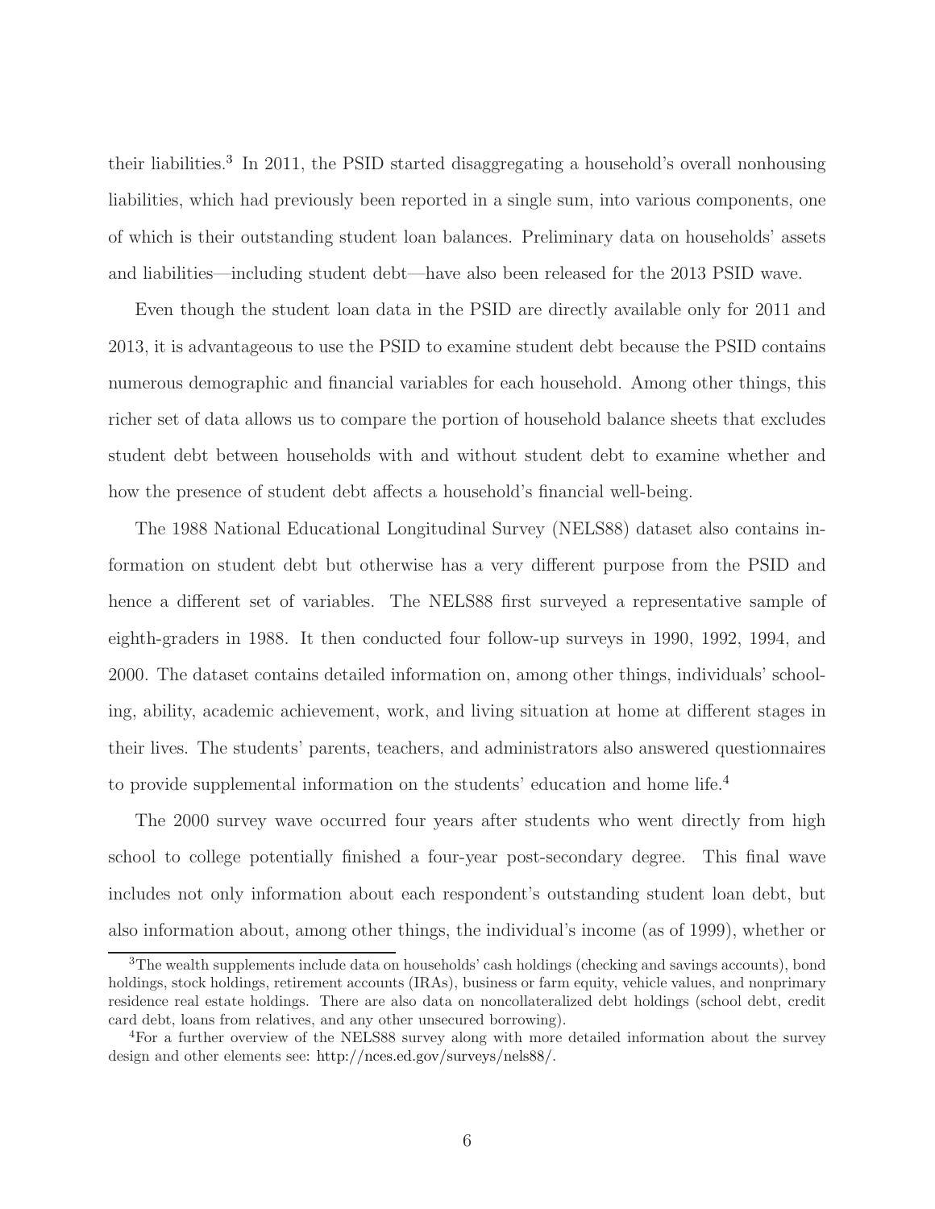their liabilities.[3] In 2011, the PSID started disaggregating a household's overall nonhousing liabilities, which had previously been reported in a single sum, into various components, one of which is their outstanding student loan balances. Preliminary data on households' assets and liabilities—including student debt—have also been released for the 2013 PSID wave.

Even though the student loan data in the PSID are directly available only for 2011 and 2013, it is advantageous to use the PSID to examine student debt because the PSID contains numerous demographic and financial variables for each household. Among other things, this richer set of data allows us to compare the portion of household balance sheets that excludes student debt between households with and without student debt to examine whether and how the presence of student debt affects a household's financial well-being.

The 1988 National Educational Longitudinal Survey (NELS88) dataset also contains information on student debt but otherwise has a very different purpose from the PSID and hence a different set of variables. The NELS88 first surveyed a representative sample of eighth-graders in 1988. It then conducted four follow-up surveys in 1990, 1992, 1994, and 2000. The dataset contains detailed information on, among other things, individuals' schooling, ability, academic achievement, work, and living situation at home at different stages in their lives. The students' parents, teachers, and administrators also answered questionnaires to provide supplemental information on the students' education and home life.[4]

The 2000 survey wave occurred four years after students who went directly from high school to college potentially finished a four-year post-secondary degree. This final wave includes not only information about each respondent's outstanding student loan debt, but also information about, among other things, the individual's income (as of 1999), whether or

[3]The wealth supplements include data on households' cash holdings (checking and savings accounts), bond holdings, stock holdings, retirement accounts (IRAs), business or farm equity, vehicle values, and nonprimary residence real estate holdings. There are also data on noncollateralized debt holdings (school debt, credit card debt, loans from relatives, and any other unsecured borrowing).

[4]For a further overview of the NELS88 survey along with more detailed information about the survey design and other elements see: http://nces.ed.gov/surveys/nels88/.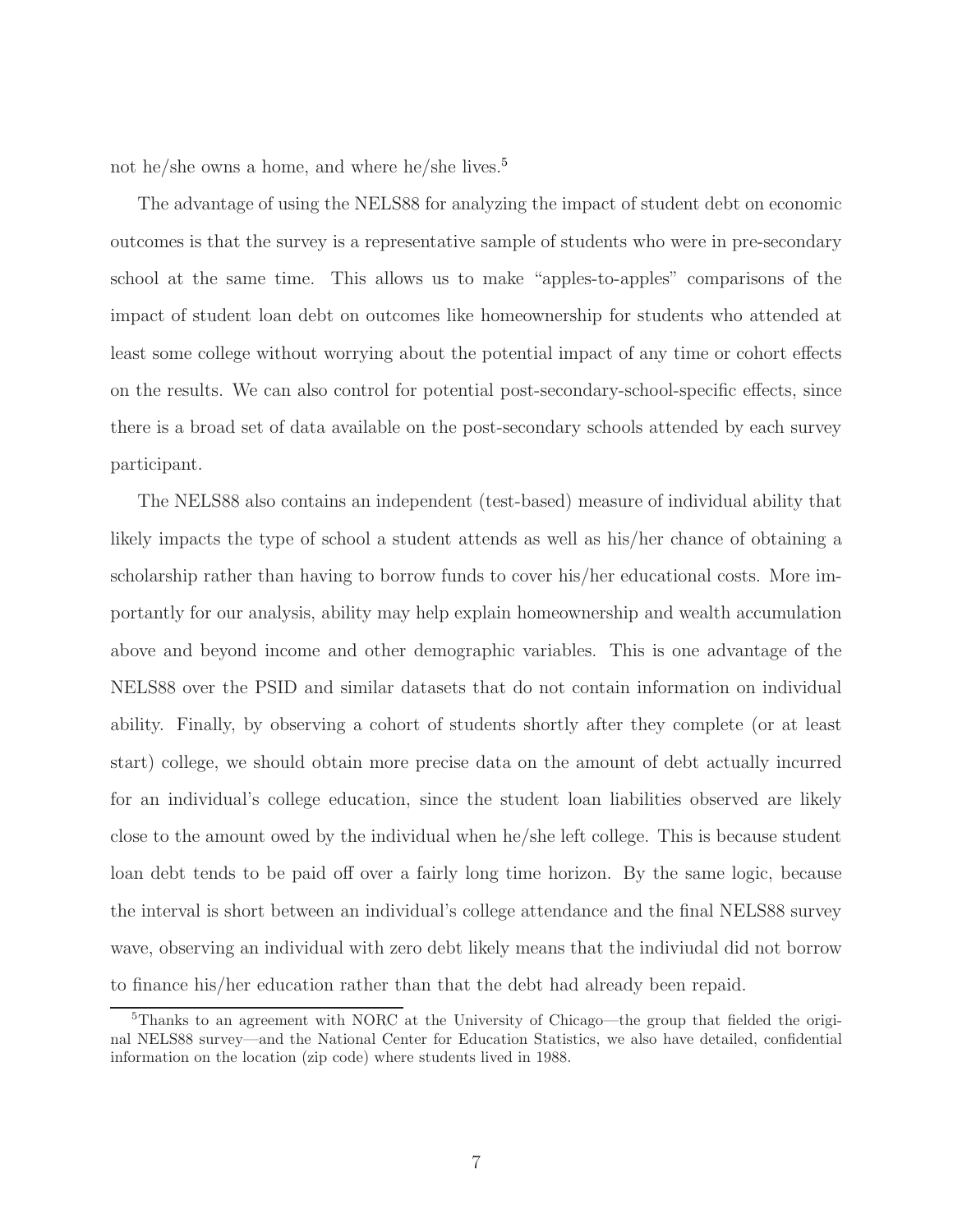not he/she owns a home, and where he/she lives.[5]

The advantage of using the NELS88 for analyzing the impact of student debt on economic outcomes is that the survey is a representative sample of students who were in pre-secondary school at the same time. This allows us to make "apples-to-apples" comparisons of the impact of student loan debt on outcomes like homeownership for students who attended at least some college without worrying about the potential impact of any time or cohort effects on the results. We can also control for potential post-secondary-school-specific effects, since there is a broad set of data available on the post-secondary schools attended by each survey participant.

The NELS88 also contains an independent (test-based) measure of individual ability that likely impacts the type of school a student attends as well as his/her chance of obtaining a scholarship rather than having to borrow funds to cover his/her educational costs. More importantly for our analysis, ability may help explain homeownership and wealth accumulation above and beyond income and other demographic variables. This is one advantage of the NELS88 over the PSID and similar datasets that do not contain information on individual ability. Finally, by observing a cohort of students shortly after they complete (or at least start) college, we should obtain more precise data on the amount of debt actually incurred for an individual's college education, since the student loan liabilities observed are likely close to the amount owed by the individual when he/she left college. This is because student loan debt tends to be paid off over a fairly long time horizon. By the same logic, because the interval is short between an individual's college attendance and the final NELS88 survey wave, observing an individual with zero debt likely means that the indiviudal did not borrow to finance his/her education rather than that the debt had already been repaid.

[5] Thanks to an agreement with NORC at the University of Chicago—the group that fielded the original NELS88 survey—and the National Center for Education Statistics, we also have detailed, confidential information on the location (zip code) where students lived in 1988.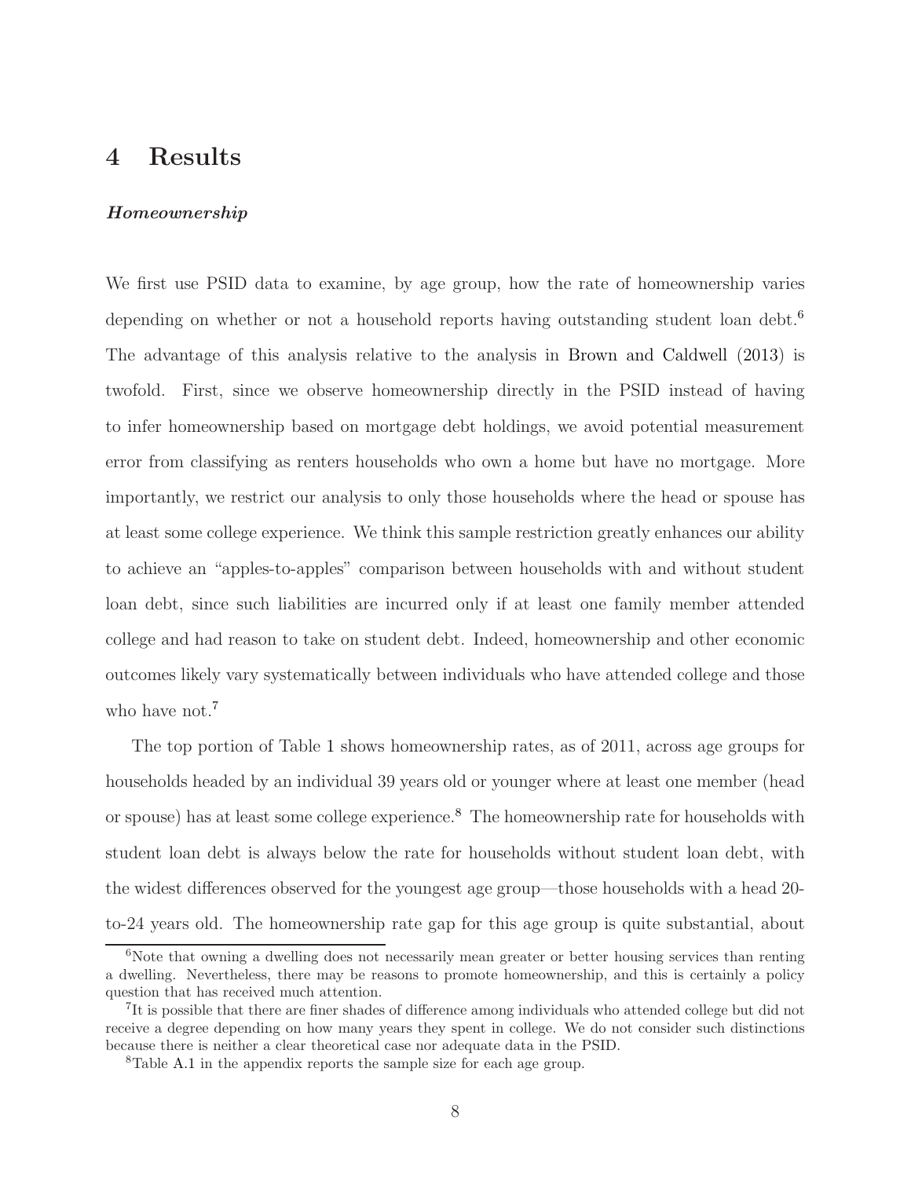# 4 Results

***Homeownership***

We first use PSID data to examine, by age group, how the rate of homeownership varies depending on whether or not a household reports having outstanding student loan debt.[6] The advantage of this analysis relative to the analysis in Brown and Caldwell (2013) is twofold. First, since we observe homeownership directly in the PSID instead of having to infer homeownership based on mortgage debt holdings, we avoid potential measurement error from classifying as renters households who own a home but have no mortgage. More importantly, we restrict our analysis to only those households where the head or spouse has at least some college experience. We think this sample restriction greatly enhances our ability to achieve an "apples-to-apples" comparison between households with and without student loan debt, since such liabilities are incurred only if at least one family member attended college and had reason to take on student debt. Indeed, homeownership and other economic outcomes likely vary systematically between individuals who have attended college and those who have not.[7]

The top portion of Table 1 shows homeownership rates, as of 2011, across age groups for households headed by an individual 39 years old or younger where at least one member (head or spouse) has at least some college experience.[8] The homeownership rate for households with student loan debt is always below the rate for households without student loan debt, with the widest differences observed for the youngest age group—those households with a head 20-to-24 years old. The homeownership rate gap for this age group is quite substantial, about

[6] Note that owning a dwelling does not necessarily mean greater or better housing services than renting a dwelling. Nevertheless, there may be reasons to promote homeownership, and this is certainly a policy question that has received much attention.

[7] It is possible that there are finer shades of difference among individuals who attended college but did not receive a degree depending on how many years they spent in college. We do not consider such distinctions because there is neither a clear theoretical case nor adequate data in the PSID.

[8] Table A.1 in the appendix reports the sample size for each age group.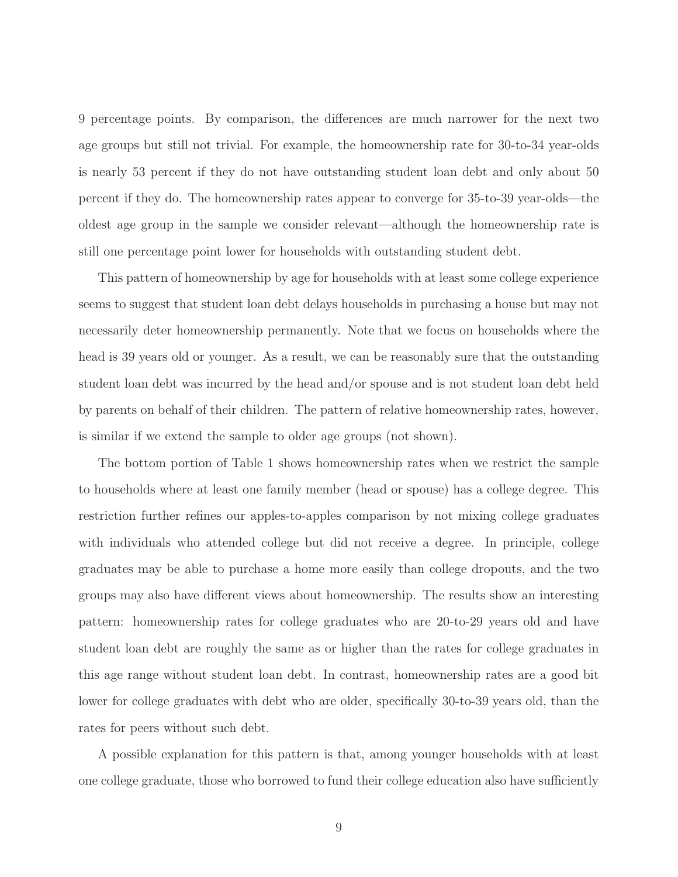9 percentage points. By comparison, the differences are much narrower for the next two age groups but still not trivial. For example, the homeownership rate for 30-to-34 year-olds is nearly 53 percent if they do not have outstanding student loan debt and only about 50 percent if they do. The homeownership rates appear to converge for 35-to-39 year-olds—the oldest age group in the sample we consider relevant—although the homeownership rate is still one percentage point lower for households with outstanding student debt.

This pattern of homeownership by age for households with at least some college experience seems to suggest that student loan debt delays households in purchasing a house but may not necessarily deter homeownership permanently. Note that we focus on households where the head is 39 years old or younger. As a result, we can be reasonably sure that the outstanding student loan debt was incurred by the head and/or spouse and is not student loan debt held by parents on behalf of their children. The pattern of relative homeownership rates, however, is similar if we extend the sample to older age groups (not shown).

The bottom portion of Table 1 shows homeownership rates when we restrict the sample to households where at least one family member (head or spouse) has a college degree. This restriction further refines our apples-to-apples comparison by not mixing college graduates with individuals who attended college but did not receive a degree. In principle, college graduates may be able to purchase a home more easily than college dropouts, and the two groups may also have different views about homeownership. The results show an interesting pattern: homeownership rates for college graduates who are 20-to-29 years old and have student loan debt are roughly the same as or higher than the rates for college graduates in this age range without student loan debt. In contrast, homeownership rates are a good bit lower for college graduates with debt who are older, specifically 30-to-39 years old, than the rates for peers without such debt.

A possible explanation for this pattern is that, among younger households with at least one college graduate, those who borrowed to fund their college education also have sufficiently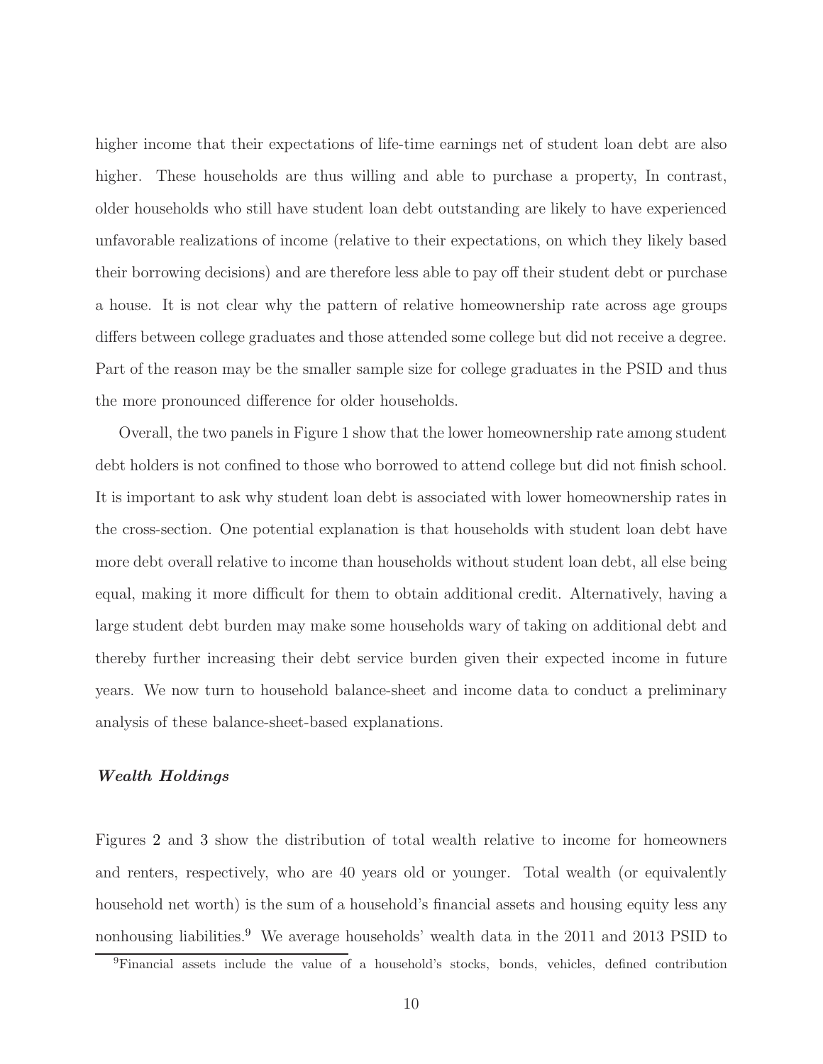higher income that their expectations of life-time earnings net of student loan debt are also higher. These households are thus willing and able to purchase a property, In contrast, older households who still have student loan debt outstanding are likely to have experienced unfavorable realizations of income (relative to their expectations, on which they likely based their borrowing decisions) and are therefore less able to pay off their student debt or purchase a house. It is not clear why the pattern of relative homeownership rate across age groups differs between college graduates and those attended some college but did not receive a degree. Part of the reason may be the smaller sample size for college graduates in the PSID and thus the more pronounced difference for older households.

Overall, the two panels in Figure 1 show that the lower homeownership rate among student debt holders is not confined to those who borrowed to attend college but did not finish school. It is important to ask why student loan debt is associated with lower homeownership rates in the cross-section. One potential explanation is that households with student loan debt have more debt overall relative to income than households without student loan debt, all else being equal, making it more difficult for them to obtain additional credit. Alternatively, having a large student debt burden may make some households wary of taking on additional debt and thereby further increasing their debt service burden given their expected income in future years. We now turn to household balance-sheet and income data to conduct a preliminary analysis of these balance-sheet-based explanations.

### *Wealth Holdings*

Figures 2 and 3 show the distribution of total wealth relative to income for homeowners and renters, respectively, who are 40 years old or younger. Total wealth (or equivalently household net worth) is the sum of a household's financial assets and housing equity less any nonhousing liabilities.[9] We average households' wealth data in the 2011 and 2013 PSID to

[9]Financial assets include the value of a household's stocks, bonds, vehicles, defined contribution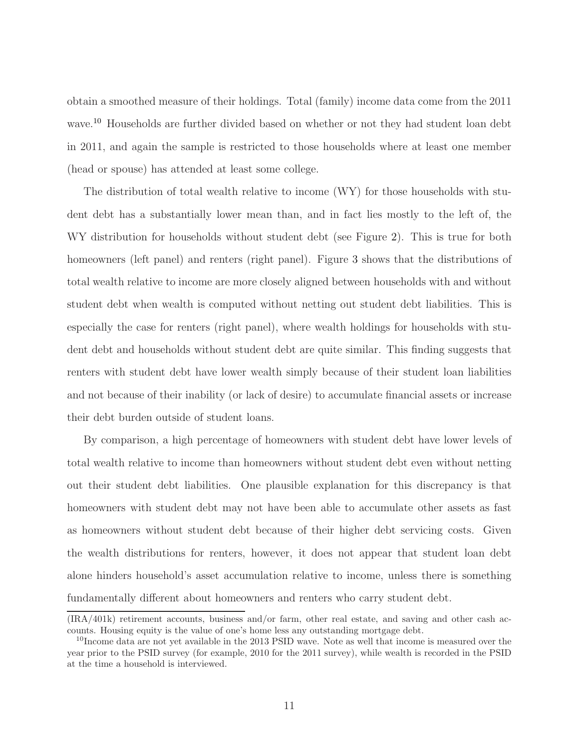obtain a smoothed measure of their holdings. Total (family) income data come from the 2011 wave.[10] Households are further divided based on whether or not they had student loan debt in 2011, and again the sample is restricted to those households where at least one member (head or spouse) has attended at least some college.

The distribution of total wealth relative to income (WY) for those households with student debt has a substantially lower mean than, and in fact lies mostly to the left of, the WY distribution for households without student debt (see Figure 2). This is true for both homeowners (left panel) and renters (right panel). Figure 3 shows that the distributions of total wealth relative to income are more closely aligned between households with and without student debt when wealth is computed without netting out student debt liabilities. This is especially the case for renters (right panel), where wealth holdings for households with student debt and households without student debt are quite similar. This finding suggests that renters with student debt have lower wealth simply because of their student loan liabilities and not because of their inability (or lack of desire) to accumulate financial assets or increase their debt burden outside of student loans.

By comparison, a high percentage of homeowners with student debt have lower levels of total wealth relative to income than homeowners without student debt even without netting out their student debt liabilities. One plausible explanation for this discrepancy is that homeowners with student debt may not have been able to accumulate other assets as fast as homeowners without student debt because of their higher debt servicing costs. Given the wealth distributions for renters, however, it does not appear that student loan debt alone hinders household's asset accumulation relative to income, unless there is something fundamentally different about homeowners and renters who carry student debt.

(IRA/401k) retirement accounts, business and/or farm, other real estate, and saving and other cash accounts. Housing equity is the value of one's home less any outstanding mortgage debt.

[10] Income data are not yet available in the 2013 PSID wave. Note as well that income is measured over the year prior to the PSID survey (for example, 2010 for the 2011 survey), while wealth is recorded in the PSID at the time a household is interviewed.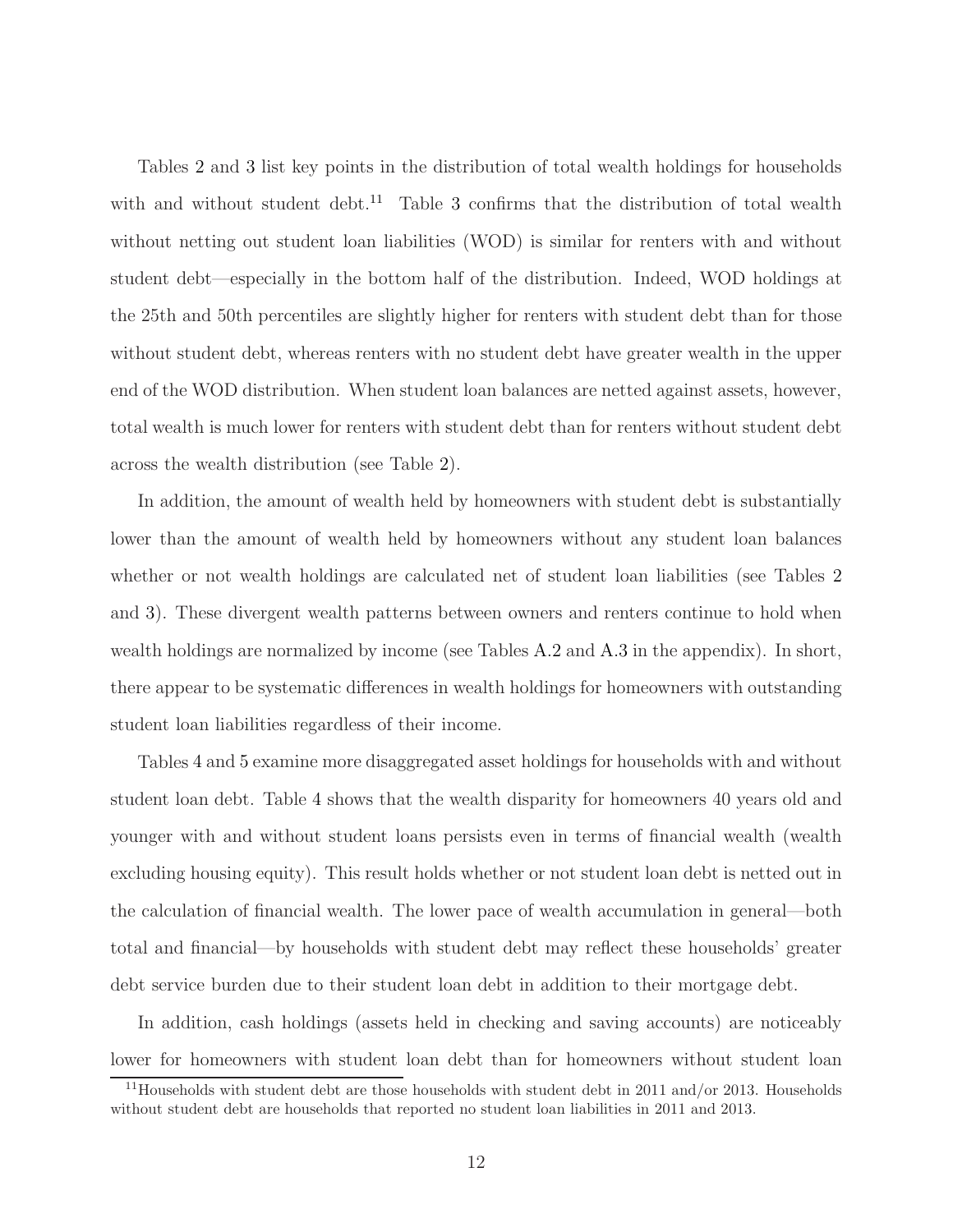Tables 2 and 3 list key points in the distribution of total wealth holdings for households with and without student debt.[11] Table 3 confirms that the distribution of total wealth without netting out student loan liabilities (WOD) is similar for renters with and without student debt—especially in the bottom half of the distribution. Indeed, WOD holdings at the 25th and 50th percentiles are slightly higher for renters with student debt than for those without student debt, whereas renters with no student debt have greater wealth in the upper end of the WOD distribution. When student loan balances are netted against assets, however, total wealth is much lower for renters with student debt than for renters without student debt across the wealth distribution (see Table 2).

In addition, the amount of wealth held by homeowners with student debt is substantially lower than the amount of wealth held by homeowners without any student loan balances whether or not wealth holdings are calculated net of student loan liabilities (see Tables 2 and 3). These divergent wealth patterns between owners and renters continue to hold when wealth holdings are normalized by income (see Tables A.2 and A.3 in the appendix). In short, there appear to be systematic differences in wealth holdings for homeowners with outstanding student loan liabilities regardless of their income.

Tables 4 and 5 examine more disaggregated asset holdings for households with and without student loan debt. Table 4 shows that the wealth disparity for homeowners 40 years old and younger with and without student loans persists even in terms of financial wealth (wealth excluding housing equity). This result holds whether or not student loan debt is netted out in the calculation of financial wealth. The lower pace of wealth accumulation in general—both total and financial—by households with student debt may reflect these households' greater debt service burden due to their student loan debt in addition to their mortgage debt.

In addition, cash holdings (assets held in checking and saving accounts) are noticeably lower for homeowners with student loan debt than for homeowners without student loan

[11] Households with student debt are those households with student debt in 2011 and/or 2013. Households without student debt are households that reported no student loan liabilities in 2011 and 2013.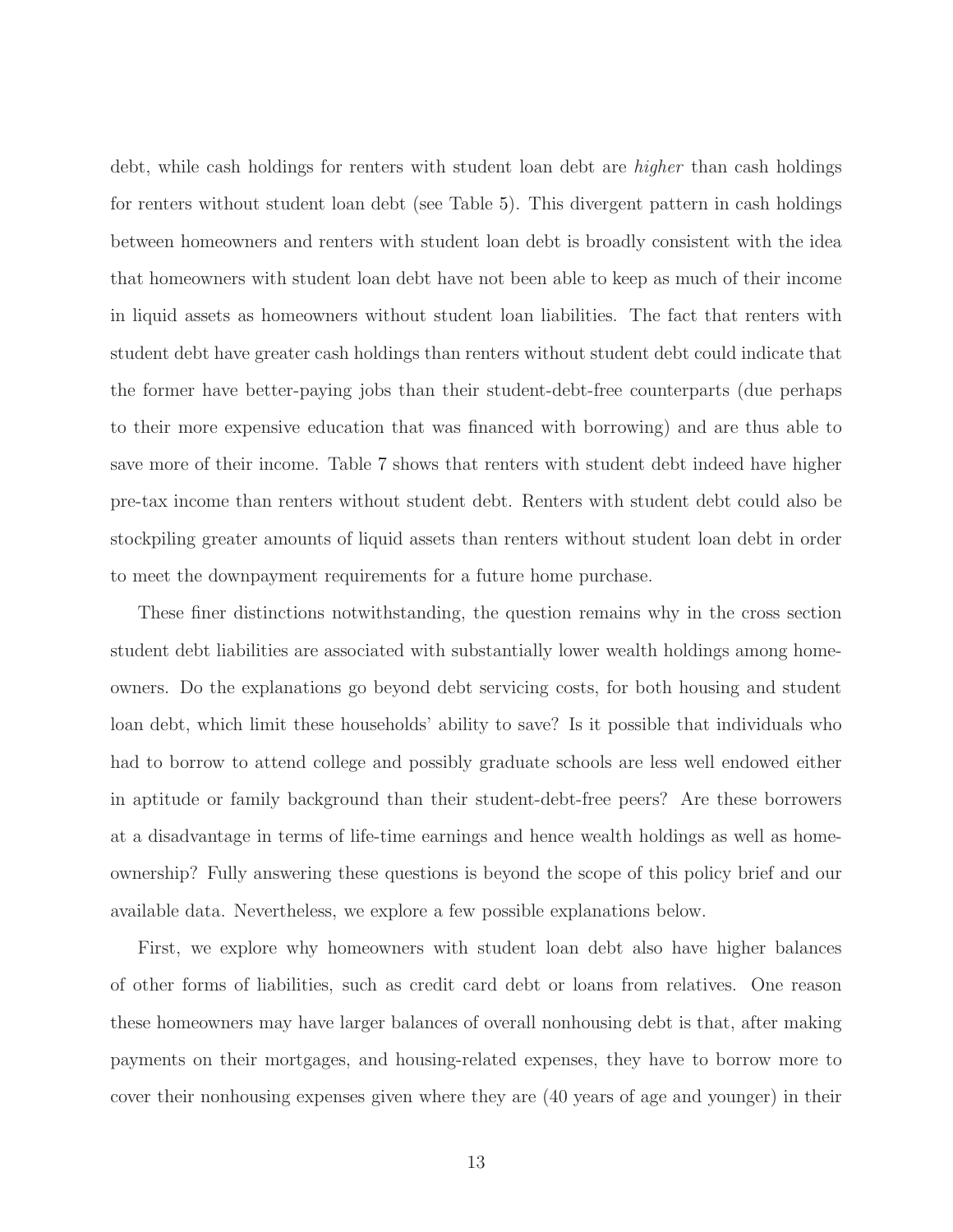debt, while cash holdings for renters with student loan debt are *higher* than cash holdings for renters without student loan debt (see Table 5). This divergent pattern in cash holdings between homeowners and renters with student loan debt is broadly consistent with the idea that homeowners with student loan debt have not been able to keep as much of their income in liquid assets as homeowners without student loan liabilities. The fact that renters with student debt have greater cash holdings than renters without student debt could indicate that the former have better-paying jobs than their student-debt-free counterparts (due perhaps to their more expensive education that was financed with borrowing) and are thus able to save more of their income. Table 7 shows that renters with student debt indeed have higher pre-tax income than renters without student debt. Renters with student debt could also be stockpiling greater amounts of liquid assets than renters without student loan debt in order to meet the downpayment requirements for a future home purchase.

These finer distinctions notwithstanding, the question remains why in the cross section student debt liabilities are associated with substantially lower wealth holdings among homeowners. Do the explanations go beyond debt servicing costs, for both housing and student loan debt, which limit these households' ability to save? Is it possible that individuals who had to borrow to attend college and possibly graduate schools are less well endowed either in aptitude or family background than their student-debt-free peers? Are these borrowers at a disadvantage in terms of life-time earnings and hence wealth holdings as well as homeownership? Fully answering these questions is beyond the scope of this policy brief and our available data. Nevertheless, we explore a few possible explanations below.

First, we explore why homeowners with student loan debt also have higher balances of other forms of liabilities, such as credit card debt or loans from relatives. One reason these homeowners may have larger balances of overall nonhousing debt is that, after making payments on their mortgages, and housing-related expenses, they have to borrow more to cover their nonhousing expenses given where they are (40 years of age and younger) in their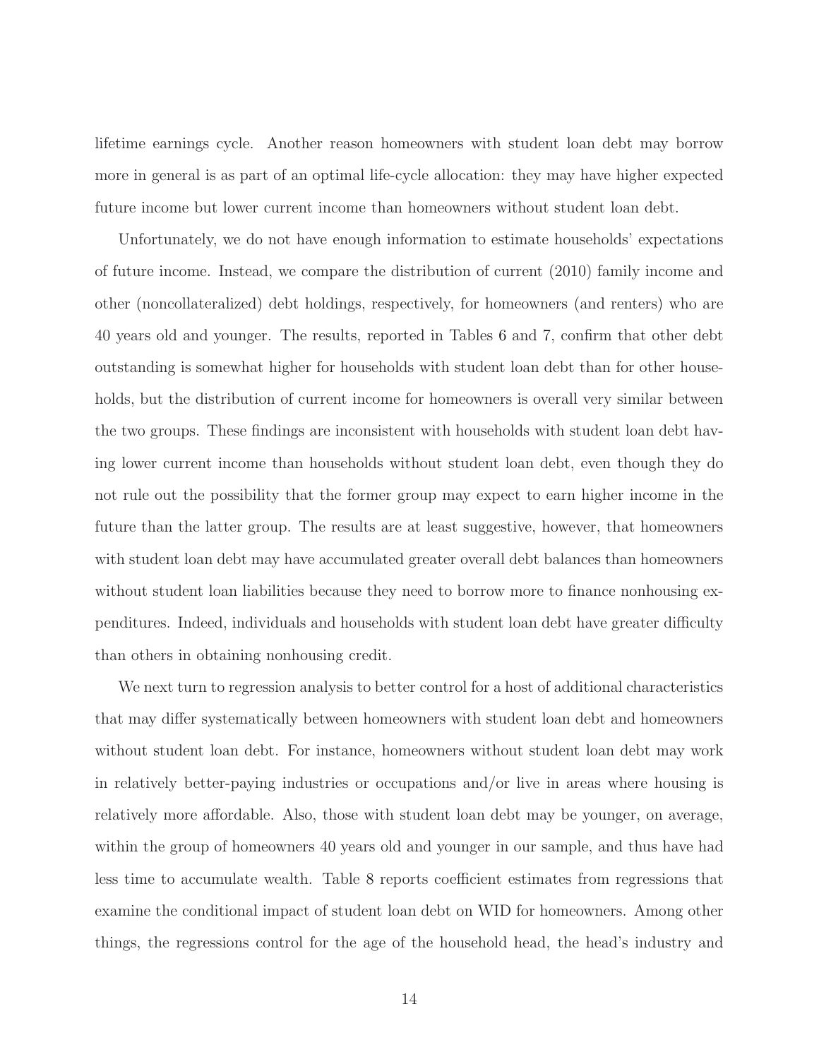lifetime earnings cycle. Another reason homeowners with student loan debt may borrow more in general is as part of an optimal life-cycle allocation: they may have higher expected future income but lower current income than homeowners without student loan debt.

Unfortunately, we do not have enough information to estimate households' expectations of future income. Instead, we compare the distribution of current (2010) family income and other (noncollateralized) debt holdings, respectively, for homeowners (and renters) who are 40 years old and younger. The results, reported in Tables 6 and 7, confirm that other debt outstanding is somewhat higher for households with student loan debt than for other households, but the distribution of current income for homeowners is overall very similar between the two groups. These findings are inconsistent with households with student loan debt having lower current income than households without student loan debt, even though they do not rule out the possibility that the former group may expect to earn higher income in the future than the latter group. The results are at least suggestive, however, that homeowners with student loan debt may have accumulated greater overall debt balances than homeowners without student loan liabilities because they need to borrow more to finance nonhousing expenditures. Indeed, individuals and households with student loan debt have greater difficulty than others in obtaining nonhousing credit.

We next turn to regression analysis to better control for a host of additional characteristics that may differ systematically between homeowners with student loan debt and homeowners without student loan debt. For instance, homeowners without student loan debt may work in relatively better-paying industries or occupations and/or live in areas where housing is relatively more affordable. Also, those with student loan debt may be younger, on average, within the group of homeowners 40 years old and younger in our sample, and thus have had less time to accumulate wealth. Table 8 reports coefficient estimates from regressions that examine the conditional impact of student loan debt on WID for homeowners. Among other things, the regressions control for the age of the household head, the head's industry and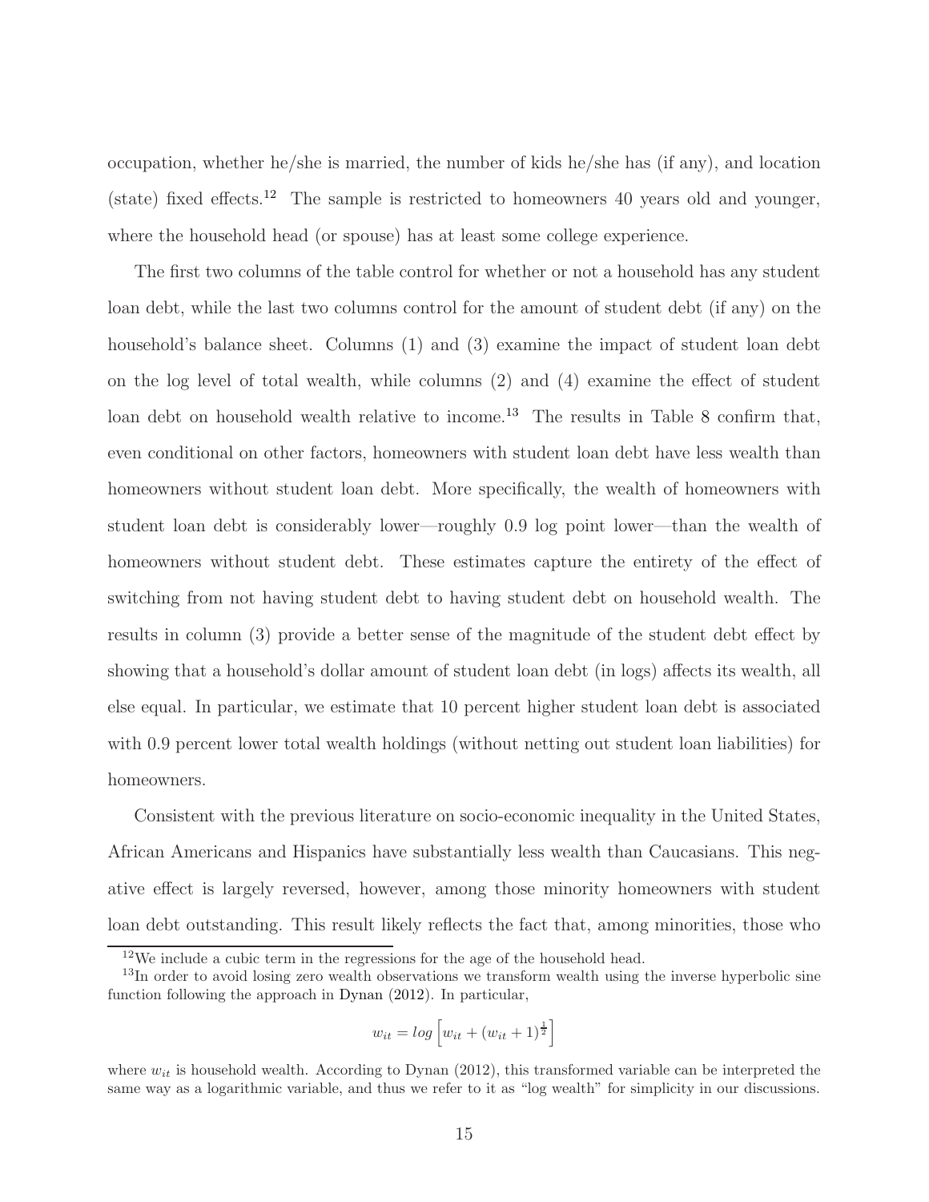occupation, whether he/she is married, the number of kids he/she has (if any), and location (state) fixed effects.[12] The sample is restricted to homeowners 40 years old and younger, where the household head (or spouse) has at least some college experience.

The first two columns of the table control for whether or not a household has any student loan debt, while the last two columns control for the amount of student debt (if any) on the household's balance sheet. Columns (1) and (3) examine the impact of student loan debt on the log level of total wealth, while columns (2) and (4) examine the effect of student loan debt on household wealth relative to income.[13] The results in Table 8 confirm that, even conditional on other factors, homeowners with student loan debt have less wealth than homeowners without student loan debt. More specifically, the wealth of homeowners with student loan debt is considerably lower—roughly 0.9 log point lower—than the wealth of homeowners without student debt. These estimates capture the entirety of the effect of switching from not having student debt to having student debt on household wealth. The results in column (3) provide a better sense of the magnitude of the student debt effect by showing that a household's dollar amount of student loan debt (in logs) affects its wealth, all else equal. In particular, we estimate that 10 percent higher student loan debt is associated with 0.9 percent lower total wealth holdings (without netting out student loan liabilities) for homeowners.

Consistent with the previous literature on socio-economic inequality in the United States, African Americans and Hispanics have substantially less wealth than Caucasians. This negative effect is largely reversed, however, among those minority homeowners with student loan debt outstanding. This result likely reflects the fact that, among minorities, those who

[12] We include a cubic term in the regressions for the age of the household head.

[13] In order to avoid losing zero wealth observations we transform wealth using the inverse hyperbolic sine function following the approach in Dynan (2012). In particular,

$$w_{it} = log\left[w_{it} + (w_{it} + 1)^{\frac{1}{2}}\right]$$

where $w_{it}$ is household wealth. According to Dynan (2012), this transformed variable can be interpreted the same way as a logarithmic variable, and thus we refer to it as "log wealth" for simplicity in our discussions.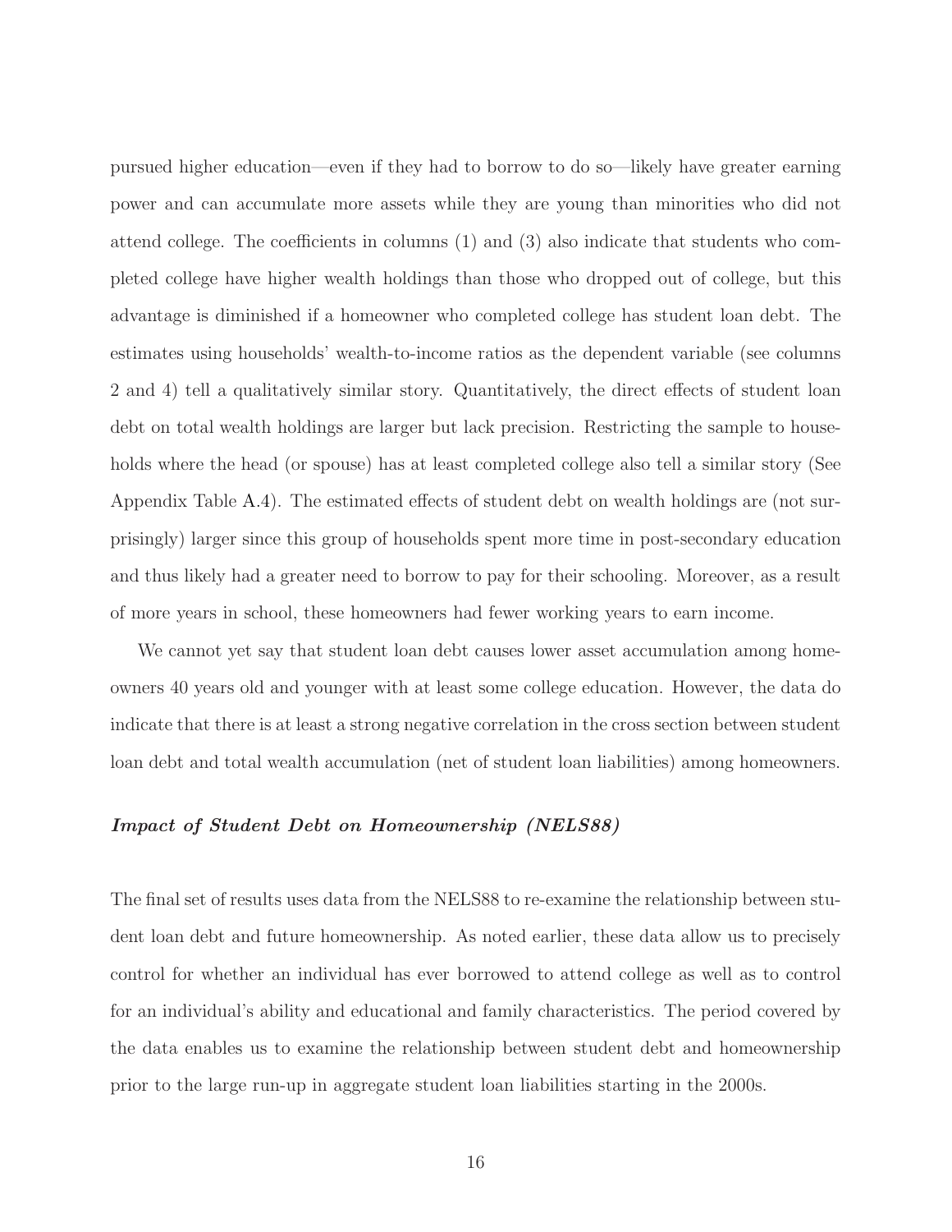pursued higher education—even if they had to borrow to do so—likely have greater earning power and can accumulate more assets while they are young than minorities who did not attend college. The coefficients in columns (1) and (3) also indicate that students who completed college have higher wealth holdings than those who dropped out of college, but this advantage is diminished if a homeowner who completed college has student loan debt. The estimates using households' wealth-to-income ratios as the dependent variable (see columns 2 and 4) tell a qualitatively similar story. Quantitatively, the direct effects of student loan debt on total wealth holdings are larger but lack precision. Restricting the sample to households where the head (or spouse) has at least completed college also tell a similar story (See Appendix Table A.4). The estimated effects of student debt on wealth holdings are (not surprisingly) larger since this group of households spent more time in post-secondary education and thus likely had a greater need to borrow to pay for their schooling. Moreover, as a result of more years in school, these homeowners had fewer working years to earn income.

We cannot yet say that student loan debt causes lower asset accumulation among homeowners 40 years old and younger with at least some college education. However, the data do indicate that there is at least a strong negative correlation in the cross section between student loan debt and total wealth accumulation (net of student loan liabilities) among homeowners.

### ***Impact of Student Debt on Homeownership (NELS88)***

The final set of results uses data from the NELS88 to re-examine the relationship between student loan debt and future homeownership. As noted earlier, these data allow us to precisely control for whether an individual has ever borrowed to attend college as well as to control for an individual's ability and educational and family characteristics. The period covered by the data enables us to examine the relationship between student debt and homeownership prior to the large run-up in aggregate student loan liabilities starting in the 2000s.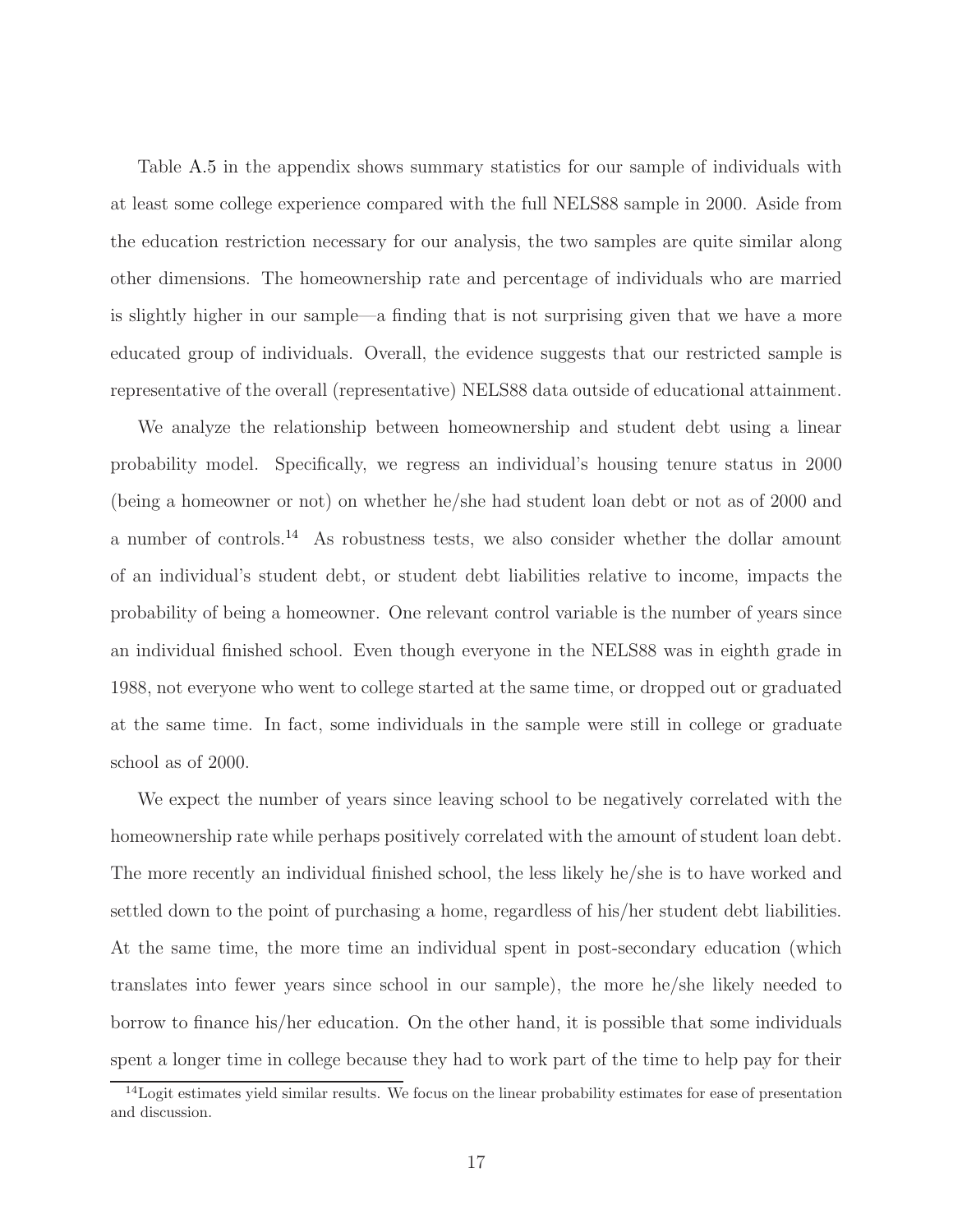Table A.5 in the appendix shows summary statistics for our sample of individuals with at least some college experience compared with the full NELS88 sample in 2000. Aside from the education restriction necessary for our analysis, the two samples are quite similar along other dimensions. The homeownership rate and percentage of individuals who are married is slightly higher in our sample—a finding that is not surprising given that we have a more educated group of individuals. Overall, the evidence suggests that our restricted sample is representative of the overall (representative) NELS88 data outside of educational attainment.

We analyze the relationship between homeownership and student debt using a linear probability model. Specifically, we regress an individual's housing tenure status in 2000 (being a homeowner or not) on whether he/she had student loan debt or not as of 2000 and a number of controls.[14] As robustness tests, we also consider whether the dollar amount of an individual's student debt, or student debt liabilities relative to income, impacts the probability of being a homeowner. One relevant control variable is the number of years since an individual finished school. Even though everyone in the NELS88 was in eighth grade in 1988, not everyone who went to college started at the same time, or dropped out or graduated at the same time. In fact, some individuals in the sample were still in college or graduate school as of 2000.

We expect the number of years since leaving school to be negatively correlated with the homeownership rate while perhaps positively correlated with the amount of student loan debt. The more recently an individual finished school, the less likely he/she is to have worked and settled down to the point of purchasing a home, regardless of his/her student debt liabilities. At the same time, the more time an individual spent in post-secondary education (which translates into fewer years since school in our sample), the more he/she likely needed to borrow to finance his/her education. On the other hand, it is possible that some individuals spent a longer time in college because they had to work part of the time to help pay for their

[14] Logit estimates yield similar results. We focus on the linear probability estimates for ease of presentation and discussion.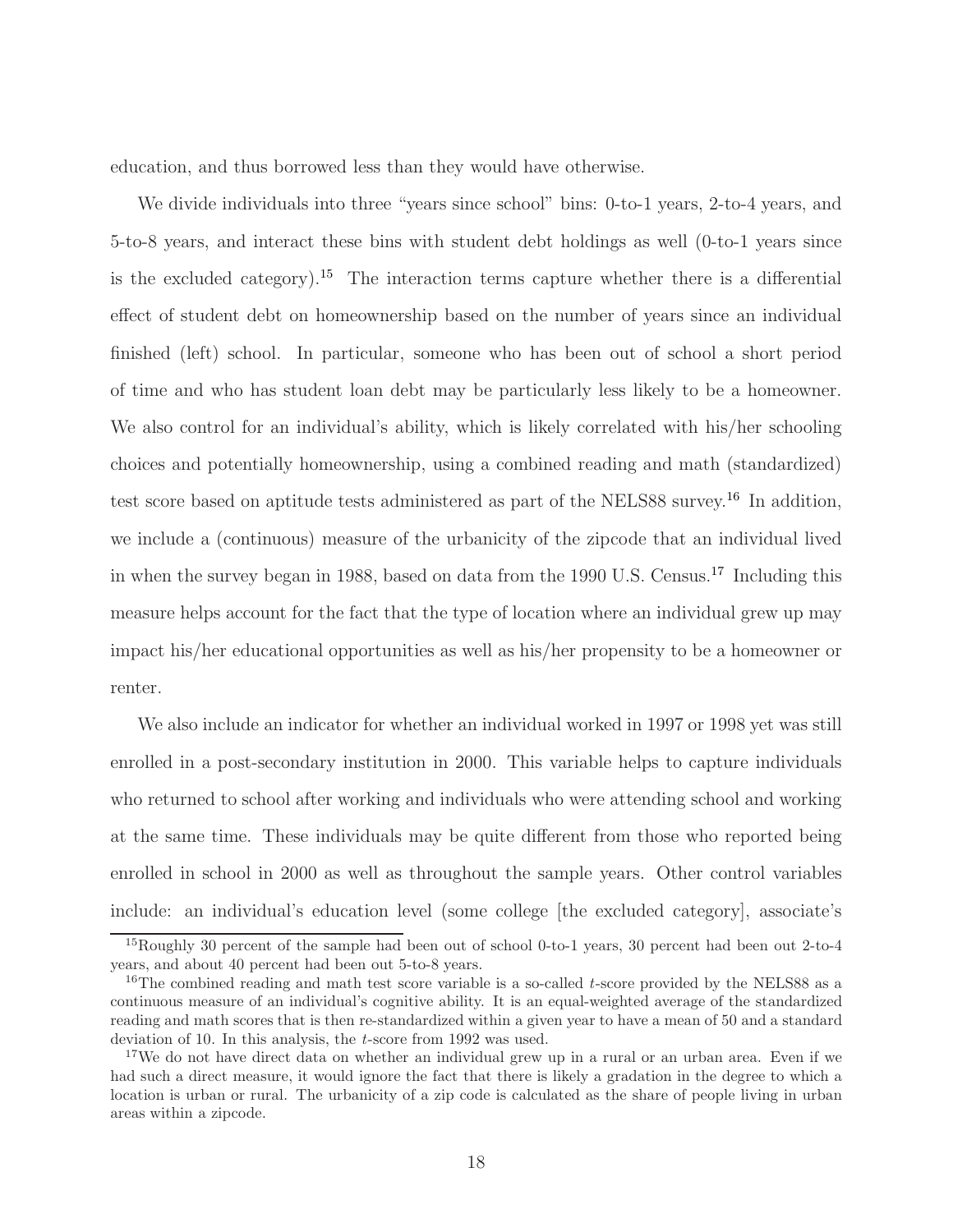education, and thus borrowed less than they would have otherwise.

We divide individuals into three "years since school" bins: 0-to-1 years, 2-to-4 years, and 5-to-8 years, and interact these bins with student debt holdings as well (0-to-1 years since is the excluded category).[15] The interaction terms capture whether there is a differential effect of student debt on homeownership based on the number of years since an individual finished (left) school. In particular, someone who has been out of school a short period of time and who has student loan debt may be particularly less likely to be a homeowner. We also control for an individual's ability, which is likely correlated with his/her schooling choices and potentially homeownership, using a combined reading and math (standardized) test score based on aptitude tests administered as part of the NELS88 survey.[16] In addition, we include a (continuous) measure of the urbanicity of the zipcode that an individual lived in when the survey began in 1988, based on data from the 1990 U.S. Census.[17] Including this measure helps account for the fact that the type of location where an individual grew up may impact his/her educational opportunities as well as his/her propensity to be a homeowner or renter.

We also include an indicator for whether an individual worked in 1997 or 1998 yet was still enrolled in a post-secondary institution in 2000. This variable helps to capture individuals who returned to school after working and individuals who were attending school and working at the same time. These individuals may be quite different from those who reported being enrolled in school in 2000 as well as throughout the sample years. Other control variables include: an individual's education level (some college [the excluded category], associate's

[15] Roughly 30 percent of the sample had been out of school 0-to-1 years, 30 percent had been out 2-to-4 years, and about 40 percent had been out 5-to-8 years.

[16] The combined reading and math test score variable is a so-called $t$-score provided by the NELS88 as a continuous measure of an individual's cognitive ability. It is an equal-weighted average of the standardized reading and math scores that is then re-standardized within a given year to have a mean of 50 and a standard deviation of 10. In this analysis, the $t$-score from 1992 was used.

[17] We do not have direct data on whether an individual grew up in a rural or an urban area. Even if we had such a direct measure, it would ignore the fact that there is likely a gradation in the degree to which a location is urban or rural. The urbanicity of a zip code is calculated as the share of people living in urban areas within a zipcode.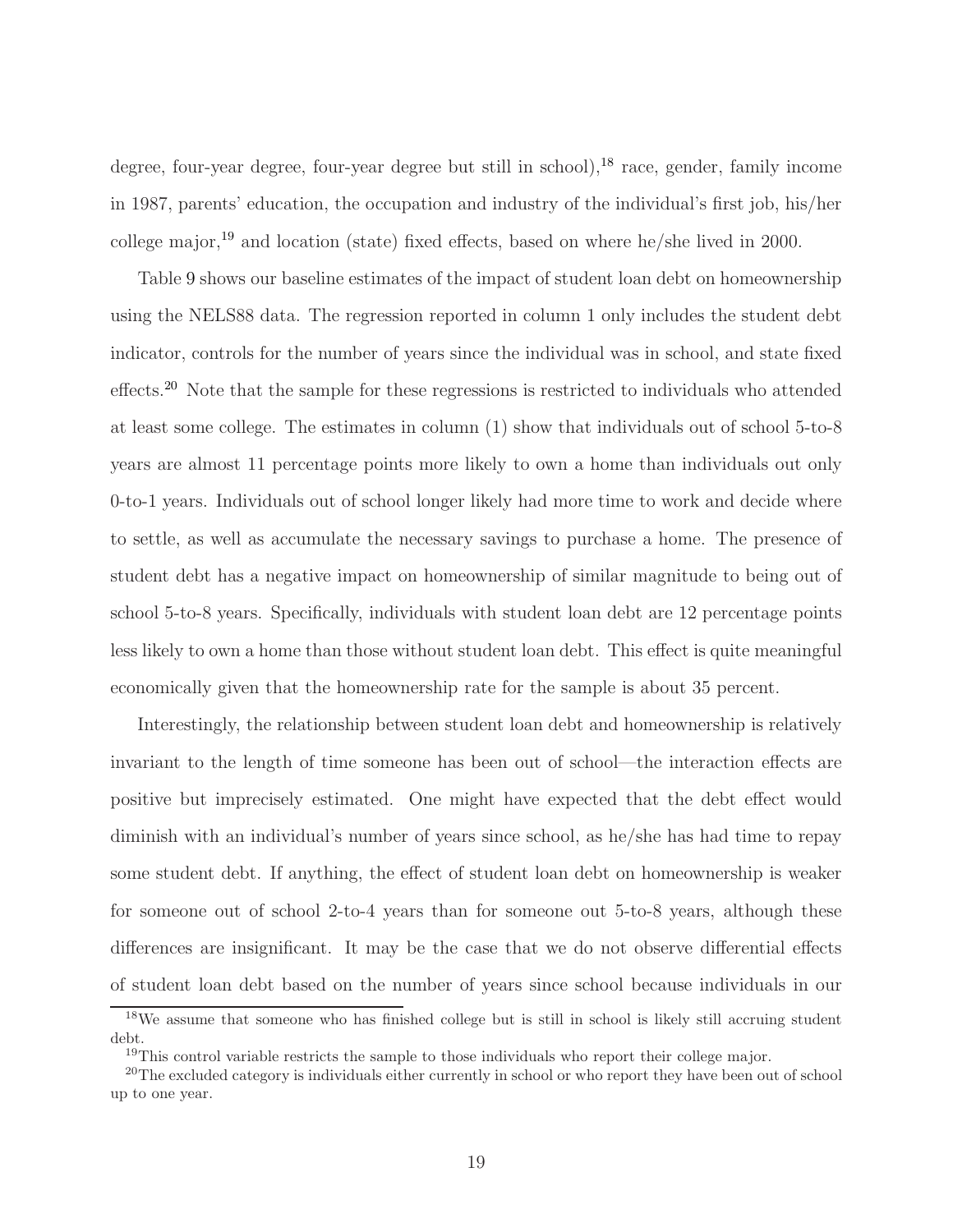degree, four-year degree, four-year degree but still in school),[18] race, gender, family income in 1987, parents' education, the occupation and industry of the individual's first job, his/her college major,[19] and location (state) fixed effects, based on where he/she lived in 2000.

Table 9 shows our baseline estimates of the impact of student loan debt on homeownership using the NELS88 data. The regression reported in column 1 only includes the student debt indicator, controls for the number of years since the individual was in school, and state fixed effects.[20] Note that the sample for these regressions is restricted to individuals who attended at least some college. The estimates in column (1) show that individuals out of school 5-to-8 years are almost 11 percentage points more likely to own a home than individuals out only 0-to-1 years. Individuals out of school longer likely had more time to work and decide where to settle, as well as accumulate the necessary savings to purchase a home. The presence of student debt has a negative impact on homeownership of similar magnitude to being out of school 5-to-8 years. Specifically, individuals with student loan debt are 12 percentage points less likely to own a home than those without student loan debt. This effect is quite meaningful economically given that the homeownership rate for the sample is about 35 percent.

Interestingly, the relationship between student loan debt and homeownership is relatively invariant to the length of time someone has been out of school—the interaction effects are positive but imprecisely estimated. One might have expected that the debt effect would diminish with an individual's number of years since school, as he/she has had time to repay some student debt. If anything, the effect of student loan debt on homeownership is weaker for someone out of school 2-to-4 years than for someone out 5-to-8 years, although these differences are insignificant. It may be the case that we do not observe differential effects of student loan debt based on the number of years since school because individuals in our

[18] We assume that someone who has finished college but is still in school is likely still accruing student debt.

[19] This control variable restricts the sample to those individuals who report their college major.

[20] The excluded category is individuals either currently in school or who report they have been out of school up to one year.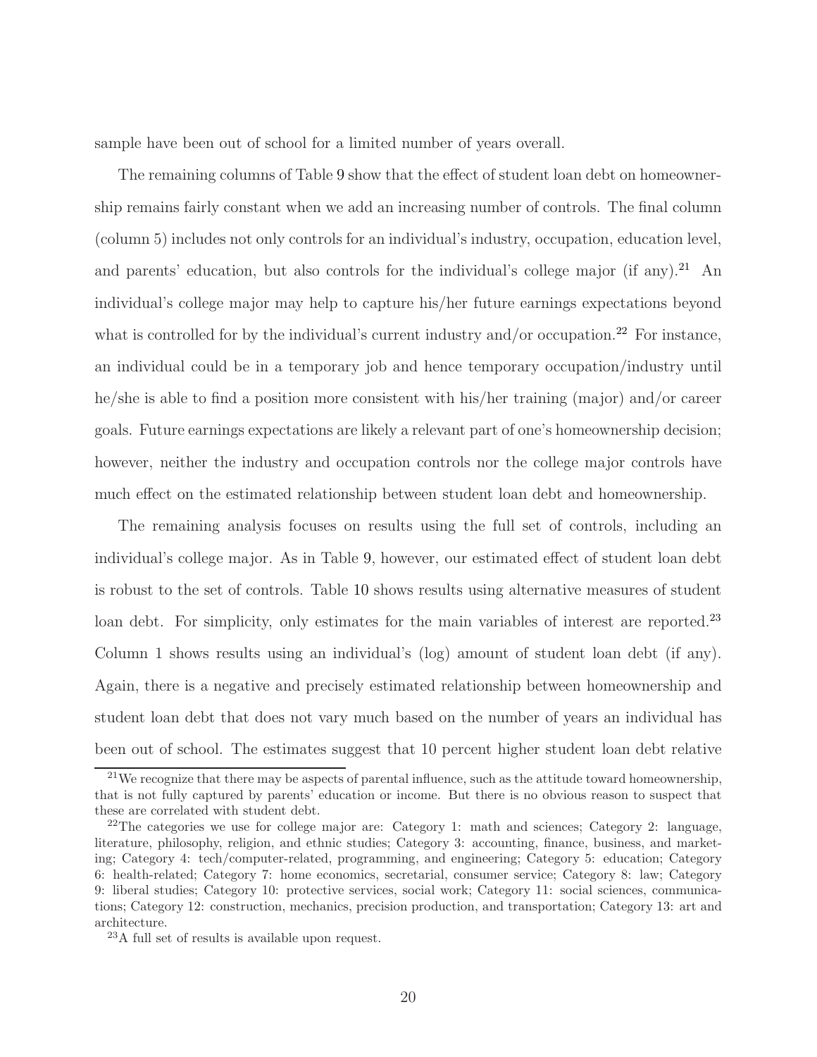sample have been out of school for a limited number of years overall.

The remaining columns of Table 9 show that the effect of student loan debt on homeownership remains fairly constant when we add an increasing number of controls. The final column (column 5) includes not only controls for an individual's industry, occupation, education level, and parents' education, but also controls for the individual's college major (if any).[21] An individual's college major may help to capture his/her future earnings expectations beyond what is controlled for by the individual's current industry and/or occupation.[22] For instance, an individual could be in a temporary job and hence temporary occupation/industry until he/she is able to find a position more consistent with his/her training (major) and/or career goals. Future earnings expectations are likely a relevant part of one's homeownership decision; however, neither the industry and occupation controls nor the college major controls have much effect on the estimated relationship between student loan debt and homeownership.

The remaining analysis focuses on results using the full set of controls, including an individual's college major. As in Table 9, however, our estimated effect of student loan debt is robust to the set of controls. Table 10 shows results using alternative measures of student loan debt. For simplicity, only estimates for the main variables of interest are reported.[23] Column 1 shows results using an individual's (log) amount of student loan debt (if any). Again, there is a negative and precisely estimated relationship between homeownership and student loan debt that does not vary much based on the number of years an individual has been out of school. The estimates suggest that 10 percent higher student loan debt relative

[21] We recognize that there may be aspects of parental influence, such as the attitude toward homeownership, that is not fully captured by parents' education or income. But there is no obvious reason to suspect that these are correlated with student debt.

[22] The categories we use for college major are: Category 1: math and sciences; Category 2: language, literature, philosophy, religion, and ethnic studies; Category 3: accounting, finance, business, and marketing; Category 4: tech/computer-related, programming, and engineering; Category 5: education; Category 6: health-related; Category 7: home economics, secretarial, consumer service; Category 8: law; Category 9: liberal studies; Category 10: protective services, social work; Category 11: social sciences, communications; Category 12: construction, mechanics, precision production, and transportation; Category 13: art and architecture.

[23] A full set of results is available upon request.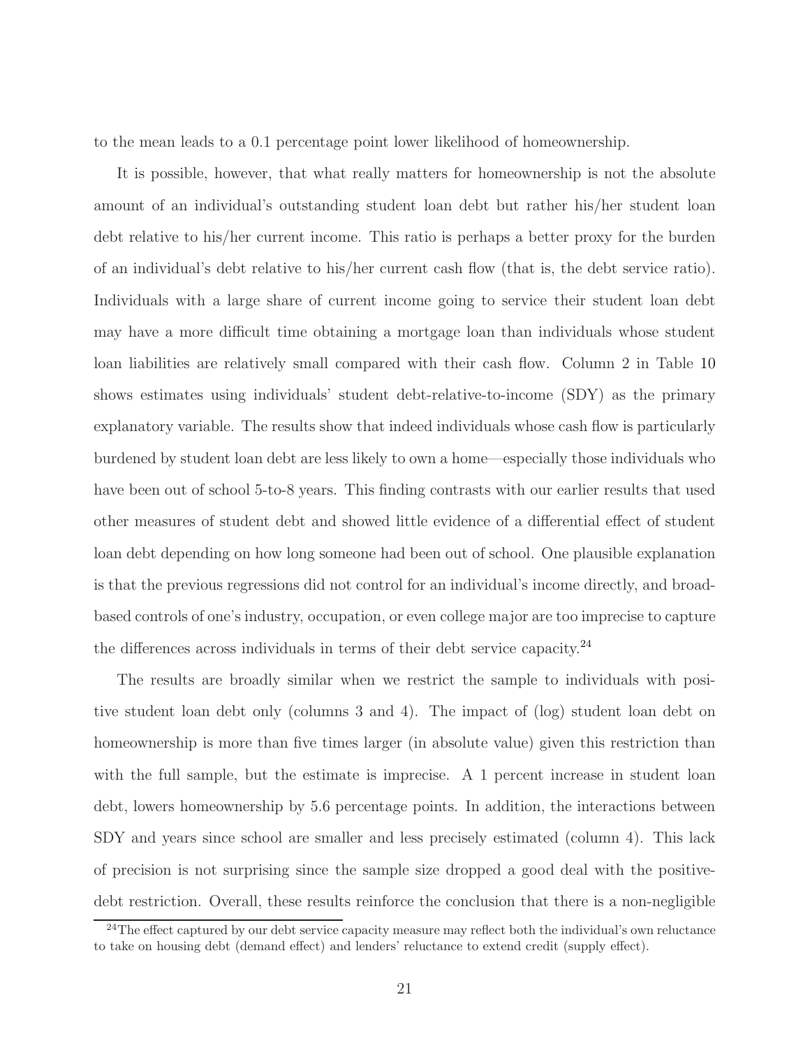to the mean leads to a 0.1 percentage point lower likelihood of homeownership.

It is possible, however, that what really matters for homeownership is not the absolute amount of an individual's outstanding student loan debt but rather his/her student loan debt relative to his/her current income. This ratio is perhaps a better proxy for the burden of an individual's debt relative to his/her current cash flow (that is, the debt service ratio). Individuals with a large share of current income going to service their student loan debt may have a more difficult time obtaining a mortgage loan than individuals whose student loan liabilities are relatively small compared with their cash flow. Column 2 in Table 10 shows estimates using individuals' student debt-relative-to-income (SDY) as the primary explanatory variable. The results show that indeed individuals whose cash flow is particularly burdened by student loan debt are less likely to own a home—especially those individuals who have been out of school 5-to-8 years. This finding contrasts with our earlier results that used other measures of student debt and showed little evidence of a differential effect of student loan debt depending on how long someone had been out of school. One plausible explanation is that the previous regressions did not control for an individual's income directly, and broad-based controls of one's industry, occupation, or even college major are too imprecise to capture the differences across individuals in terms of their debt service capacity.[24]

The results are broadly similar when we restrict the sample to individuals with positive student loan debt only (columns 3 and 4). The impact of (log) student loan debt on homeownership is more than five times larger (in absolute value) given this restriction than with the full sample, but the estimate is imprecise. A 1 percent increase in student loan debt, lowers homeownership by 5.6 percentage points. In addition, the interactions between SDY and years since school are smaller and less precisely estimated (column 4). This lack of precision is not surprising since the sample size dropped a good deal with the positive-debt restriction. Overall, these results reinforce the conclusion that there is a non-negligible

[24] The effect captured by our debt service capacity measure may reflect both the individual's own reluctance to take on housing debt (demand effect) and lenders' reluctance to extend credit (supply effect).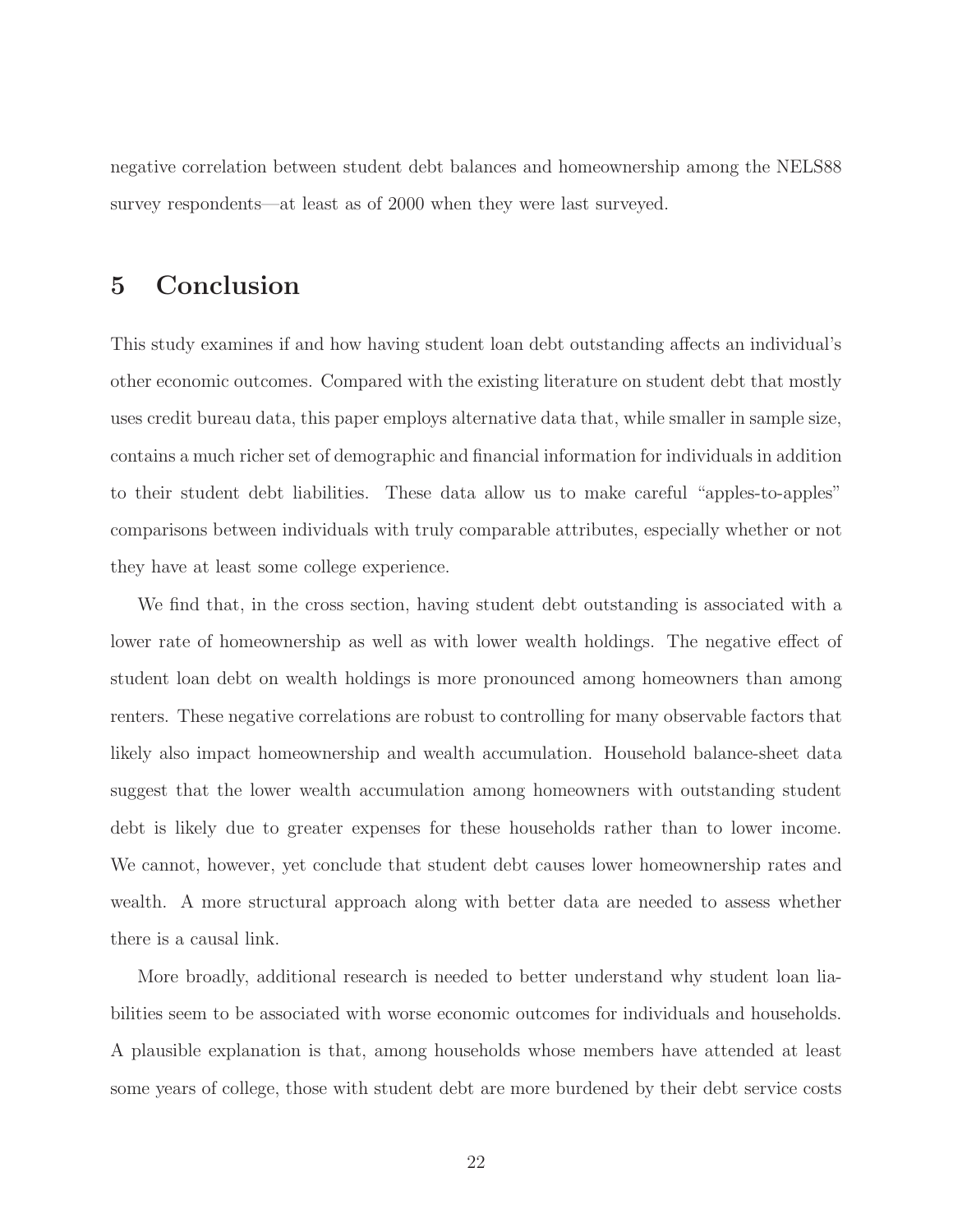negative correlation between student debt balances and homeownership among the NELS88 survey respondents—at least as of 2000 when they were last surveyed.

## 5 Conclusion

This study examines if and how having student loan debt outstanding affects an individual's other economic outcomes. Compared with the existing literature on student debt that mostly uses credit bureau data, this paper employs alternative data that, while smaller in sample size, contains a much richer set of demographic and financial information for individuals in addition to their student debt liabilities. These data allow us to make careful "apples-to-apples" comparisons between individuals with truly comparable attributes, especially whether or not they have at least some college experience.

We find that, in the cross section, having student debt outstanding is associated with a lower rate of homeownership as well as with lower wealth holdings. The negative effect of student loan debt on wealth holdings is more pronounced among homeowners than among renters. These negative correlations are robust to controlling for many observable factors that likely also impact homeownership and wealth accumulation. Household balance-sheet data suggest that the lower wealth accumulation among homeowners with outstanding student debt is likely due to greater expenses for these households rather than to lower income. We cannot, however, yet conclude that student debt causes lower homeownership rates and wealth. A more structural approach along with better data are needed to assess whether there is a causal link.

More broadly, additional research is needed to better understand why student loan liabilities seem to be associated with worse economic outcomes for individuals and households. A plausible explanation is that, among households whose members have attended at least some years of college, those with student debt are more burdened by their debt service costs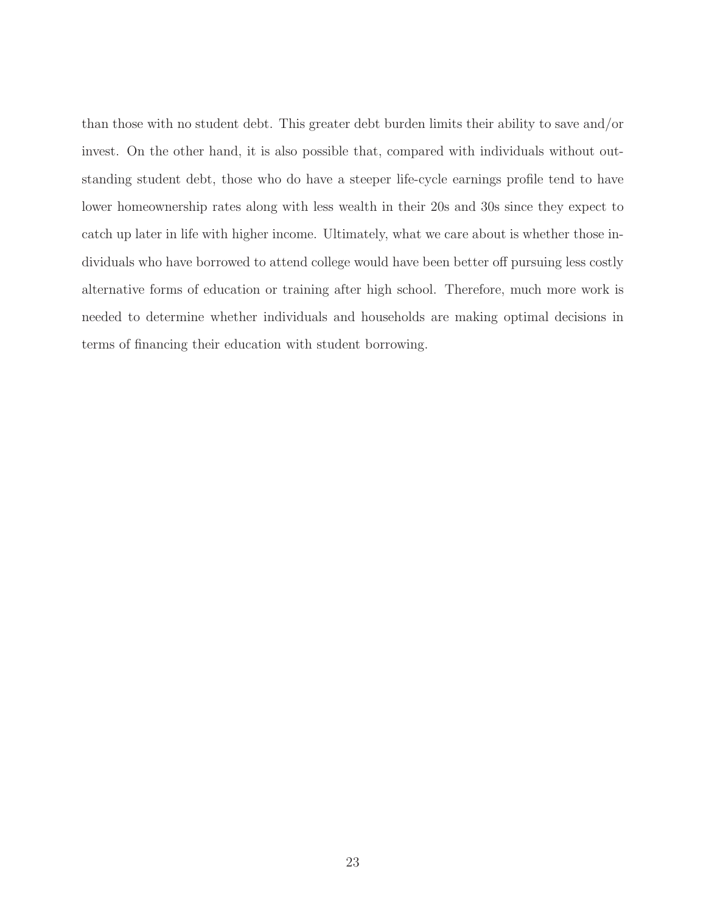than those with no student debt. This greater debt burden limits their ability to save and/or invest. On the other hand, it is also possible that, compared with individuals without outstanding student debt, those who do have a steeper life-cycle earnings profile tend to have lower homeownership rates along with less wealth in their 20s and 30s since they expect to catch up later in life with higher income. Ultimately, what we care about is whether those individuals who have borrowed to attend college would have been better off pursuing less costly alternative forms of education or training after high school. Therefore, much more work is needed to determine whether individuals and households are making optimal decisions in terms of financing their education with student borrowing.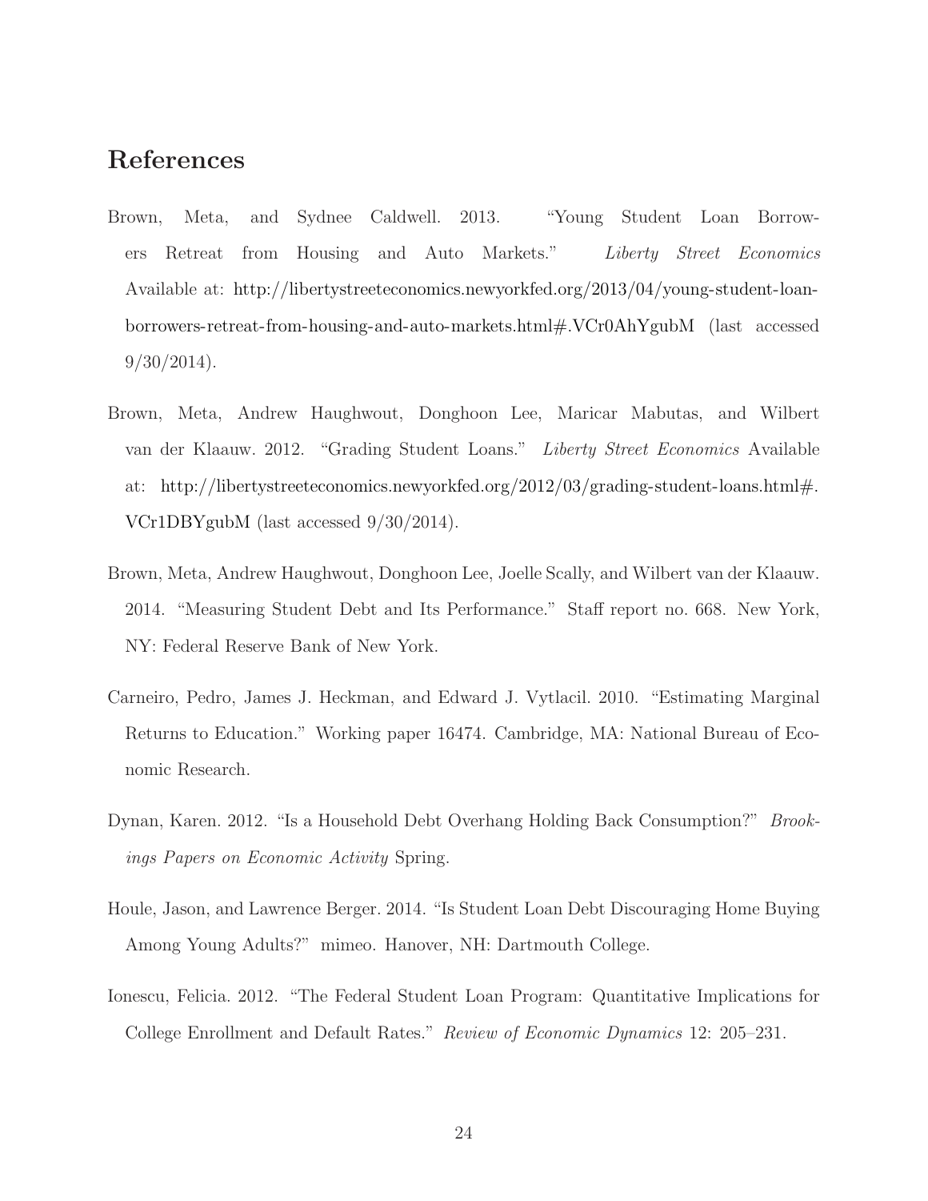# References

Brown, Meta, and Sydnee Caldwell. 2013. "Young Student Loan Borrowers Retreat from Housing and Auto Markets." *Liberty Street Economics* Available at: http://libertystreeteconomics.newyorkfed.org/2013/04/young-student-loan-borrowers-retreat-from-housing-and-auto-markets.html#.VCr0AhYgubM (last accessed 9/30/2014).

Brown, Meta, Andrew Haughwout, Donghoon Lee, Maricar Mabutas, and Wilbert van der Klaauw. 2012. "Grading Student Loans." *Liberty Street Economics* Available at: http://libertystreeteconomics.newyorkfed.org/2012/03/grading-student-loans.html#.VCr1DBYgubM (last accessed 9/30/2014).

Brown, Meta, Andrew Haughwout, Donghoon Lee, Joelle Scally, and Wilbert van der Klaauw. 2014. "Measuring Student Debt and Its Performance." Staff report no. 668. New York, NY: Federal Reserve Bank of New York.

Carneiro, Pedro, James J. Heckman, and Edward J. Vytlacil. 2010. "Estimating Marginal Returns to Education." Working paper 16474. Cambridge, MA: National Bureau of Economic Research.

Dynan, Karen. 2012. "Is a Household Debt Overhang Holding Back Consumption?" *Brookings Papers on Economic Activity* Spring.

Houle, Jason, and Lawrence Berger. 2014. "Is Student Loan Debt Discouraging Home Buying Among Young Adults?" mimeo. Hanover, NH: Dartmouth College.

Ionescu, Felicia. 2012. "The Federal Student Loan Program: Quantitative Implications for College Enrollment and Default Rates." *Review of Economic Dynamics* 12: 205–231.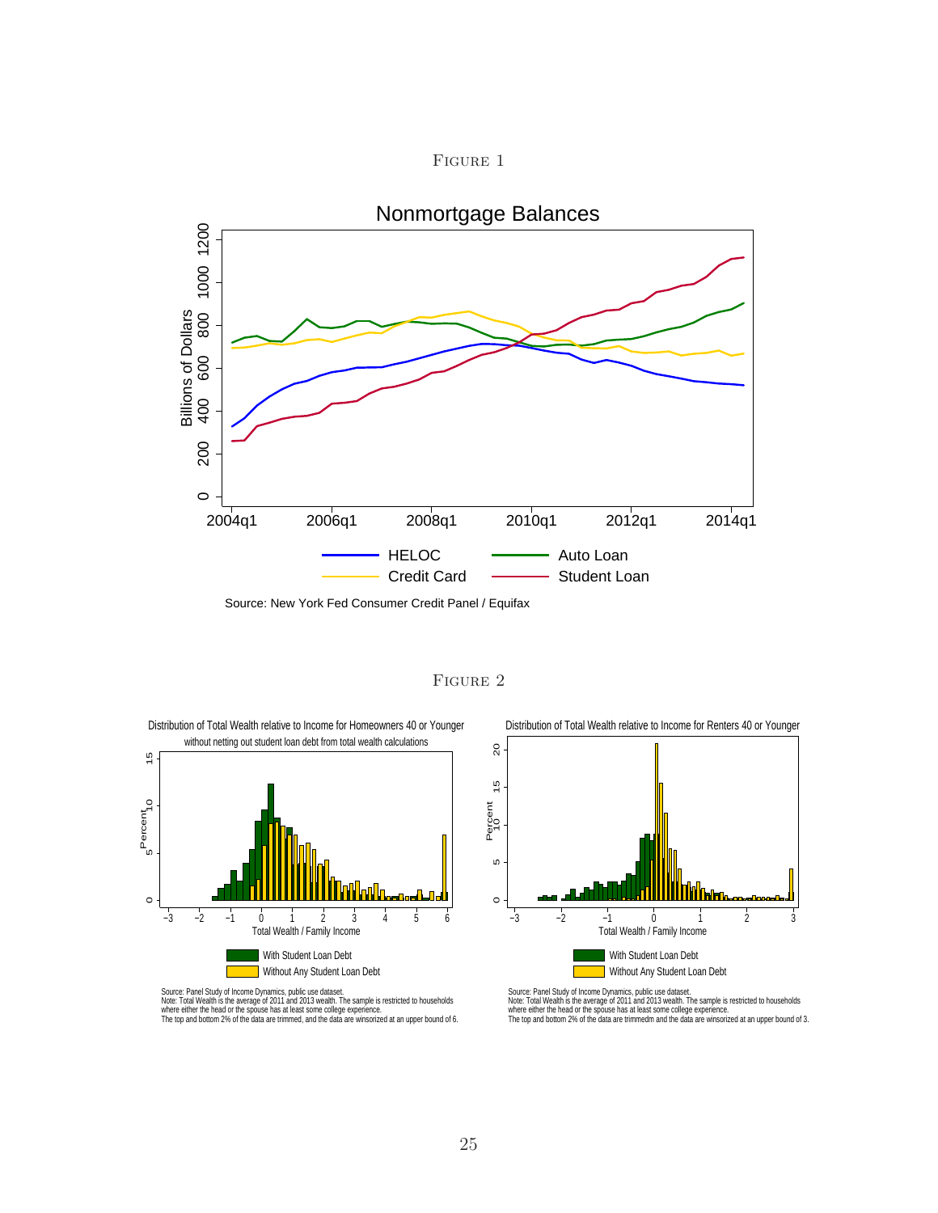Figure 1

Nonmortgage Balances

Billions of Dollars

0
200
400
600
800
1000
1200

2004q1
2006q1
2008q1
2010q1
2012q1
2014q1

HELOC
Auto Loan
Credit Card
Student Loan

Source: New York Fed Consumer Credit Panel / Equifax

Figure 2

Distribution of Total Wealth relative to Income for Homeowners 40 or Younger
without netting out student loan debt from total wealth calculations

Percent

0
5
10
15

−3
−2
−1
0
1
2
3
4
5
6

Total Wealth / Family Income

With Student Loan Debt
Without Any Student Loan Debt

Source: Panel Study of Income Dynamics, public use dataset.
Note: Total Wealth is the average of 2011 and 2013 wealth. The sample is restricted to households where either the head or the spouse has at least some college experience.
The top and bottom 2% of the data are trimmed, and the data are winsorized at an upper bound of 6.

Distribution of Total Wealth relative to Income for Renters 40 or Younger

Percent

0
5
10
15
20

−3
−2
−1
0
1
2
3

Total Wealth / Family Income

With Student Loan Debt
Without Any Student Loan Debt

Source: Panel Study of Income Dynamics, public use dataset.
Note: Total Wealth is the average of 2011 and 2013 wealth. The sample is restricted to households where either the head or the spouse has at least some college experience.
The top and bottom 2% of the data are trimmedm and the data are winsorized at an upper bound of 3.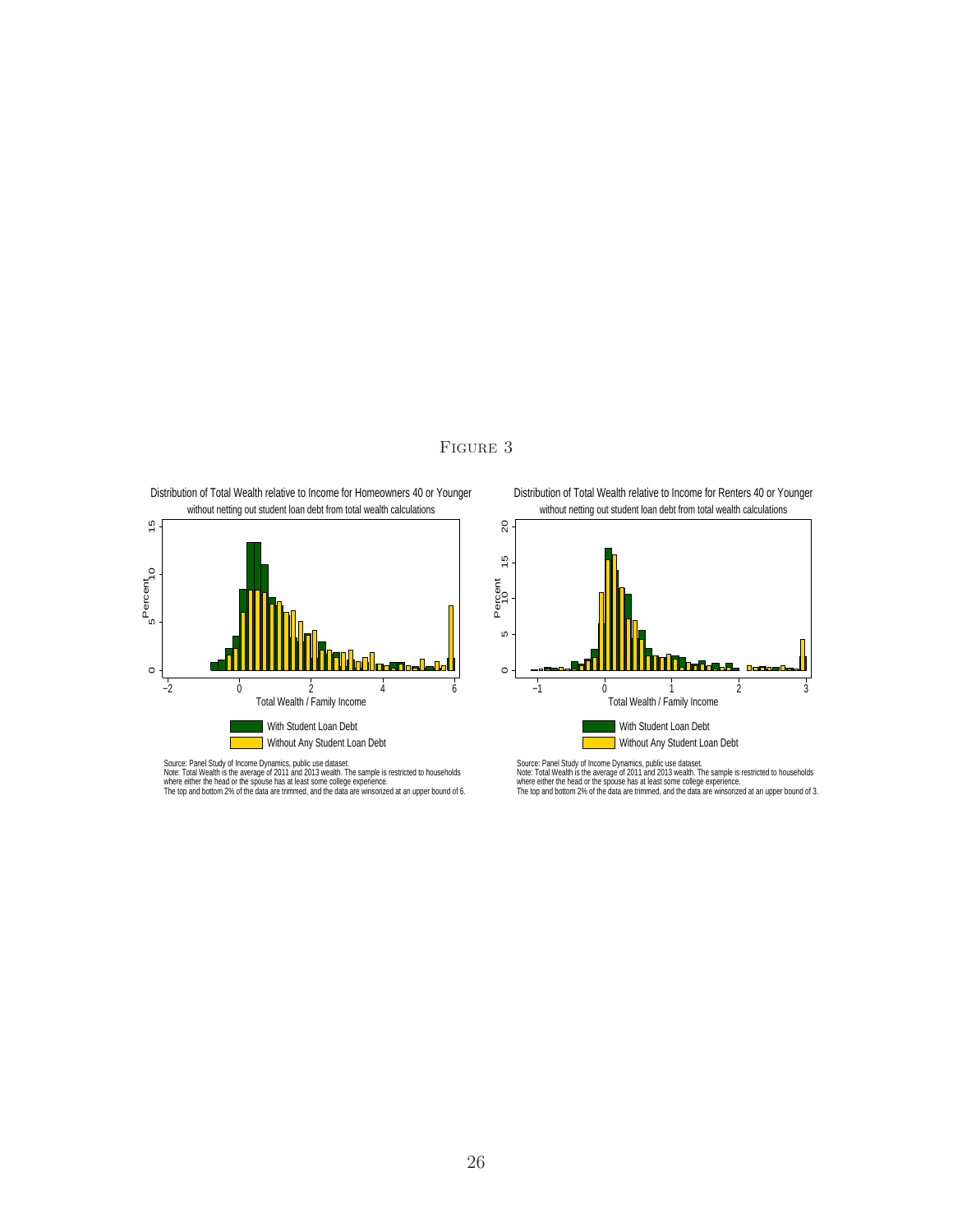FIGURE 3

Distribution of Total Wealth relative to Income for Homeowners 40 or Younger
without netting out student loan debt from total wealth calculations

Percent

0
5
10
15

−2
0
2
4
6

Total Wealth / Family Income

With Student Loan Debt
Without Any Student Loan Debt

Source: Panel Study of Income Dynamics, public use dataset.
Note: Total Wealth is the average of 2011 and 2013 wealth. The sample is restricted to households where either the head or the spouse has at least some college experience.
The top and bottom 2% of the data are trimmed, and the data are winsorized at an upper bound of 6.

Distribution of Total Wealth relative to Income for Renters 40 or Younger
without netting out student loan debt from total wealth calculations

Percent

0
5
10
15
20

−1
0
1
2
3

Total Wealth / Family Income

With Student Loan Debt
Without Any Student Loan Debt

Source: Panel Study of Income Dynamics, public use dataset.
Note: Total Wealth is the average of 2011 and 2013 wealth. The sample is restricted to households where either the head or the spouse has at least some college experience.
The top and bottom 2% of the data are trimmed, and the data are winsorized at an upper bound of 3.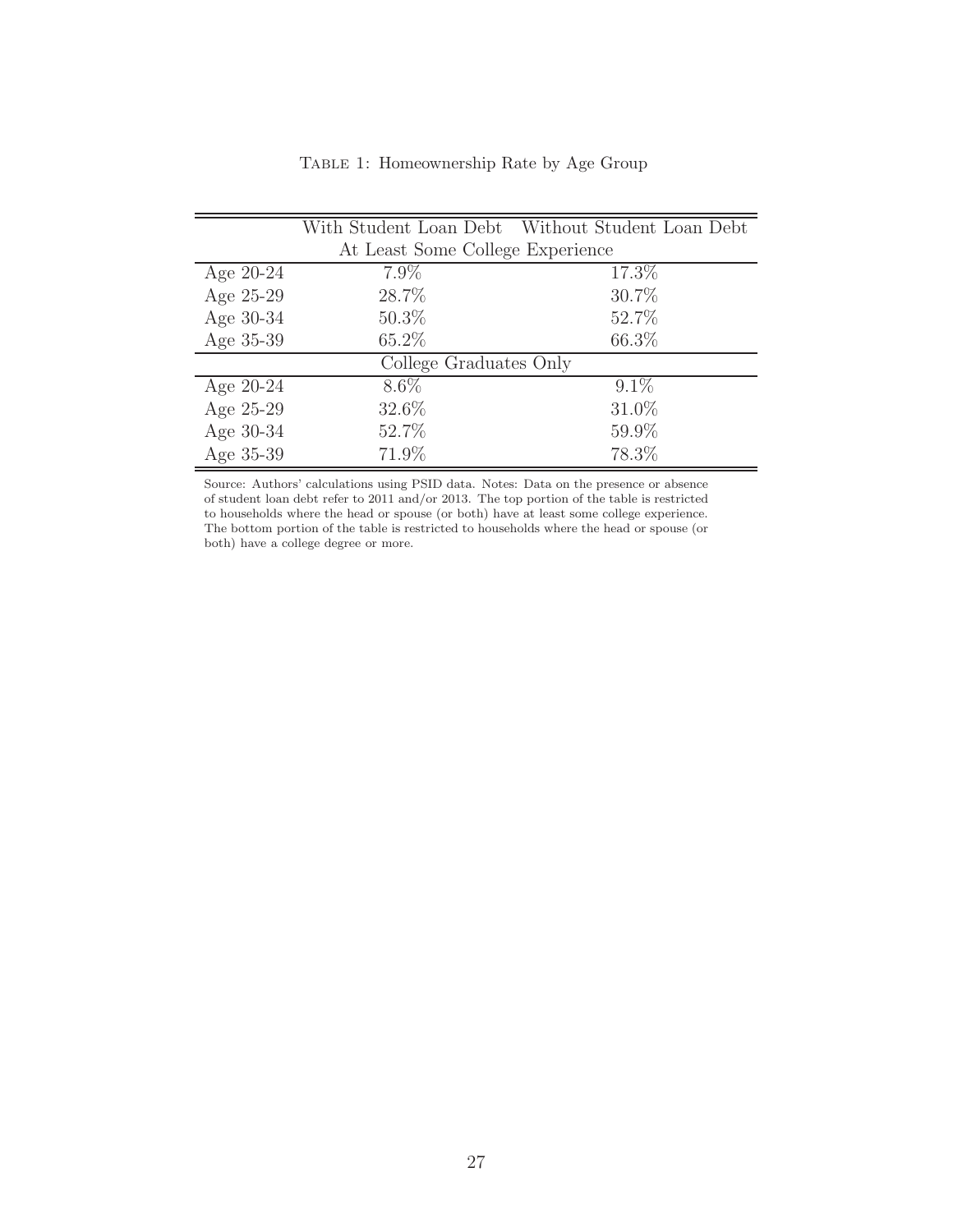Table 1: Homeownership Rate by Age Group

| | With Student Loan Debt | Without Student Loan Debt |
|---|---|---|
| At Least Some College Experience | | |
| Age 20-24 | 7.9% | 17.3% |
| Age 25-29 | 28.7% | 30.7% |
| Age 30-34 | 50.3% | 52.7% |
| Age 35-39 | 65.2% | 66.3% |
| College Graduates Only | | |
| Age 20-24 | 8.6% | 9.1% |
| Age 25-29 | 32.6% | 31.0% |
| Age 30-34 | 52.7% | 59.9% |
| Age 35-39 | 71.9% | 78.3% |

Source: Authors' calculations using PSID data. Notes: Data on the presence or absence of student loan debt refer to 2011 and/or 2013. The top portion of the table is restricted to households where the head or spouse (or both) have at least some college experience. The bottom portion of the table is restricted to households where the head or spouse (or both) have a college degree or more.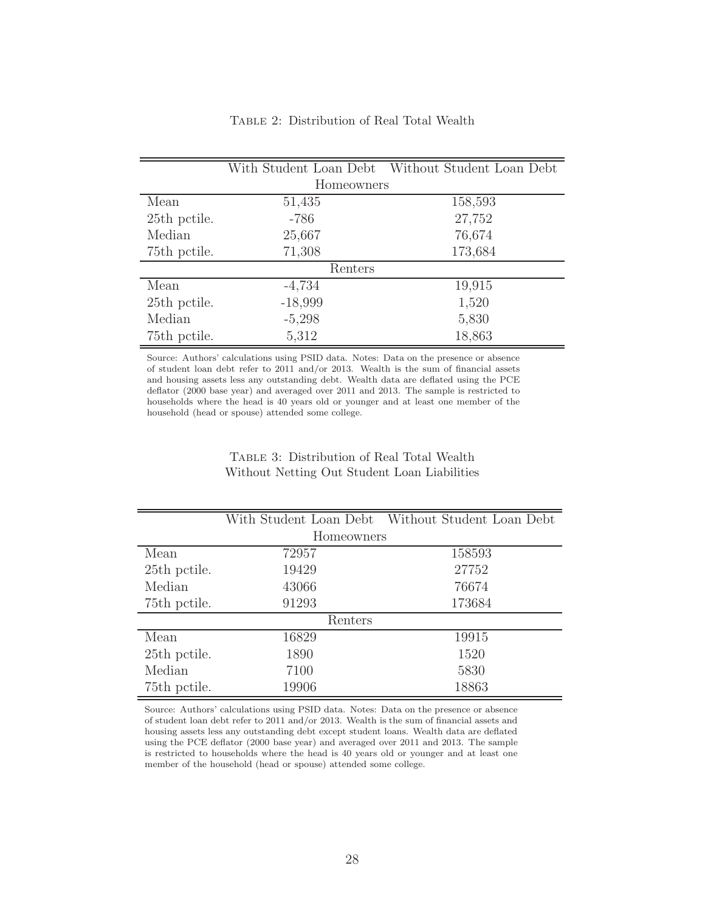Table 2: Distribution of Real Total Wealth

| | With Student Loan Debt | Without Student Loan Debt |
|---|---|---|
| | Homeowners | |
| Mean | 51,435 | 158,593 |
| 25th pctile. | -786 | 27,752 |
| Median | 25,667 | 76,674 |
| 75th pctile. | 71,308 | 173,684 |
| | Renters | |
| Mean | -4,734 | 19,915 |
| 25th pctile. | -18,999 | 1,520 |
| Median | -5,298 | 5,830 |
| 75th pctile. | 5,312 | 18,863 |

Source: Authors' calculations using PSID data. Notes: Data on the presence or absence of student loan debt refer to 2011 and/or 2013. Wealth is the sum of financial assets and housing assets less any outstanding debt. Wealth data are deflated using the PCE deflator (2000 base year) and averaged over 2011 and 2013. The sample is restricted to households where the head is 40 years old or younger and at least one member of the household (head or spouse) attended some college.

Table 3: Distribution of Real Total Wealth Without Netting Out Student Loan Liabilities

| | With Student Loan Debt | Without Student Loan Debt |
|---|---|---|
| | Homeowners | |
| Mean | 72957 | 158593 |
| 25th pctile. | 19429 | 27752 |
| Median | 43066 | 76674 |
| 75th pctile. | 91293 | 173684 |
| | Renters | |
| Mean | 16829 | 19915 |
| 25th pctile. | 1890 | 1520 |
| Median | 7100 | 5830 |
| 75th pctile. | 19906 | 18863 |

Source: Authors' calculations using PSID data. Notes: Data on the presence or absence of student loan debt refer to 2011 and/or 2013. Wealth is the sum of financial assets and housing assets less any outstanding debt except student loans. Wealth data are deflated using the PCE deflator (2000 base year) and averaged over 2011 and 2013. The sample is restricted to households where the head is 40 years old or younger and at least one member of the household (head or spouse) attended some college.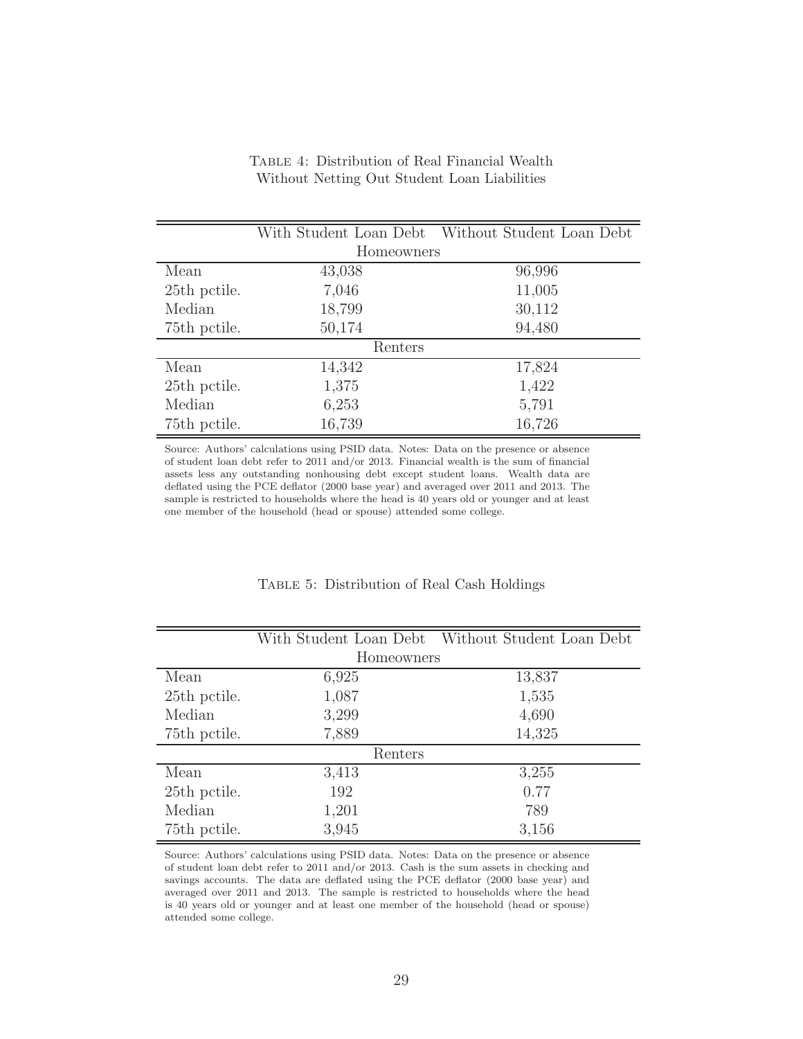TABLE 4: Distribution of Real Financial Wealth Without Netting Out Student Loan Liabilities

| | With Student Loan Debt | Without Student Loan Debt |
|---|---|---|
| | Homeowners | |
| Mean | 43,038 | 96,996 |
| 25th pctile. | 7,046 | 11,005 |
| Median | 18,799 | 30,112 |
| 75th pctile. | 50,174 | 94,480 |
| | Renters | |
| Mean | 14,342 | 17,824 |
| 25th pctile. | 1,375 | 1,422 |
| Median | 6,253 | 5,791 |
| 75th pctile. | 16,739 | 16,726 |

Source: Authors' calculations using PSID data. Notes: Data on the presence or absence of student loan debt refer to 2011 and/or 2013. Financial wealth is the sum of financial assets less any outstanding nonhousing debt except student loans. Wealth data are deflated using the PCE deflator (2000 base year) and averaged over 2011 and 2013. The sample is restricted to households where the head is 40 years old or younger and at least one member of the household (head or spouse) attended some college.

TABLE 5: Distribution of Real Cash Holdings

| | With Student Loan Debt | Without Student Loan Debt |
|---|---|---|
| | Homeowners | |
| Mean | 6,925 | 13,837 |
| 25th pctile. | 1,087 | 1,535 |
| Median | 3,299 | 4,690 |
| 75th pctile. | 7,889 | 14,325 |
| | Renters | |
| Mean | 3,413 | 3,255 |
| 25th pctile. | 192 | 0.77 |
| Median | 1,201 | 789 |
| 75th pctile. | 3,945 | 3,156 |

Source: Authors' calculations using PSID data. Notes: Data on the presence or absence of student loan debt refer to 2011 and/or 2013. Cash is the sum assets in checking and savings accounts. The data are deflated using the PCE deflator (2000 base year) and averaged over 2011 and 2013. The sample is restricted to households where the head is 40 years old or younger and at least one member of the household (head or spouse) attended some college.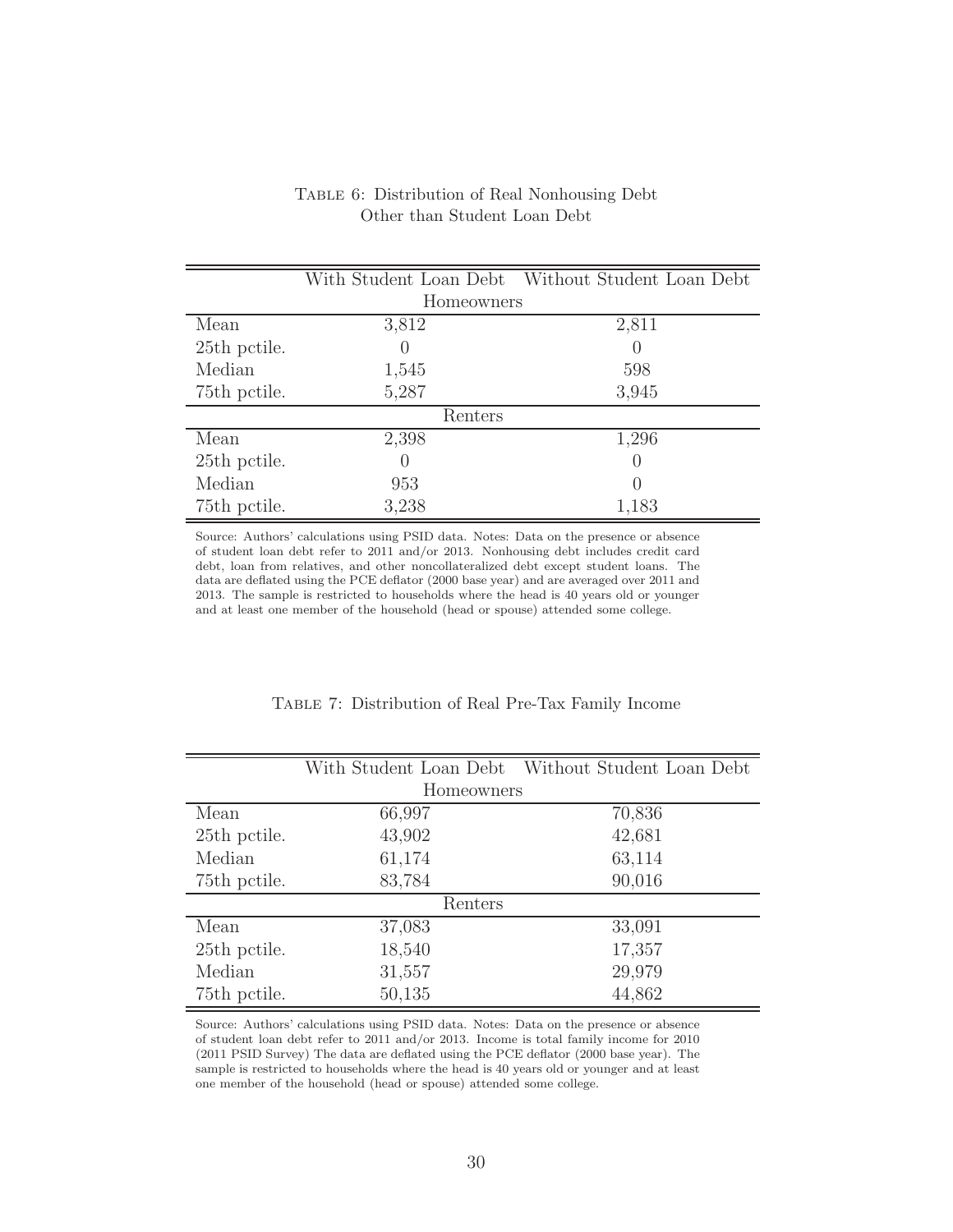Table 6: Distribution of Real Nonhousing Debt Other than Student Loan Debt

| | With Student Loan Debt | Without Student Loan Debt |
|---|---|---|
| | Homeowners | |
| Mean | 3,812 | 2,811 |
| 25th pctile. | 0 | 0 |
| Median | 1,545 | 598 |
| 75th pctile. | 5,287 | 3,945 |
| | Renters | |
| Mean | 2,398 | 1,296 |
| 25th pctile. | 0 | 0 |
| Median | 953 | 0 |
| 75th pctile. | 3,238 | 1,183 |

Source: Authors' calculations using PSID data. Notes: Data on the presence or absence of student loan debt refer to 2011 and/or 2013. Nonhousing debt includes credit card debt, loan from relatives, and other noncollateralized debt except student loans. The data are deflated using the PCE deflator (2000 base year) and are averaged over 2011 and 2013. The sample is restricted to households where the head is 40 years old or younger and at least one member of the household (head or spouse) attended some college.

Table 7: Distribution of Real Pre-Tax Family Income

| | With Student Loan Debt | Without Student Loan Debt |
|---|---|---|
| | Homeowners | |
| Mean | 66,997 | 70,836 |
| 25th pctile. | 43,902 | 42,681 |
| Median | 61,174 | 63,114 |
| 75th pctile. | 83,784 | 90,016 |
| | Renters | |
| Mean | 37,083 | 33,091 |
| 25th pctile. | 18,540 | 17,357 |
| Median | 31,557 | 29,979 |
| 75th pctile. | 50,135 | 44,862 |

Source: Authors' calculations using PSID data. Notes: Data on the presence or absence of student loan debt refer to 2011 and/or 2013. Income is total family income for 2010 (2011 PSID Survey) The data are deflated using the PCE deflator (2000 base year). The sample is restricted to households where the head is 40 years old or younger and at least one member of the household (head or spouse) attended some college.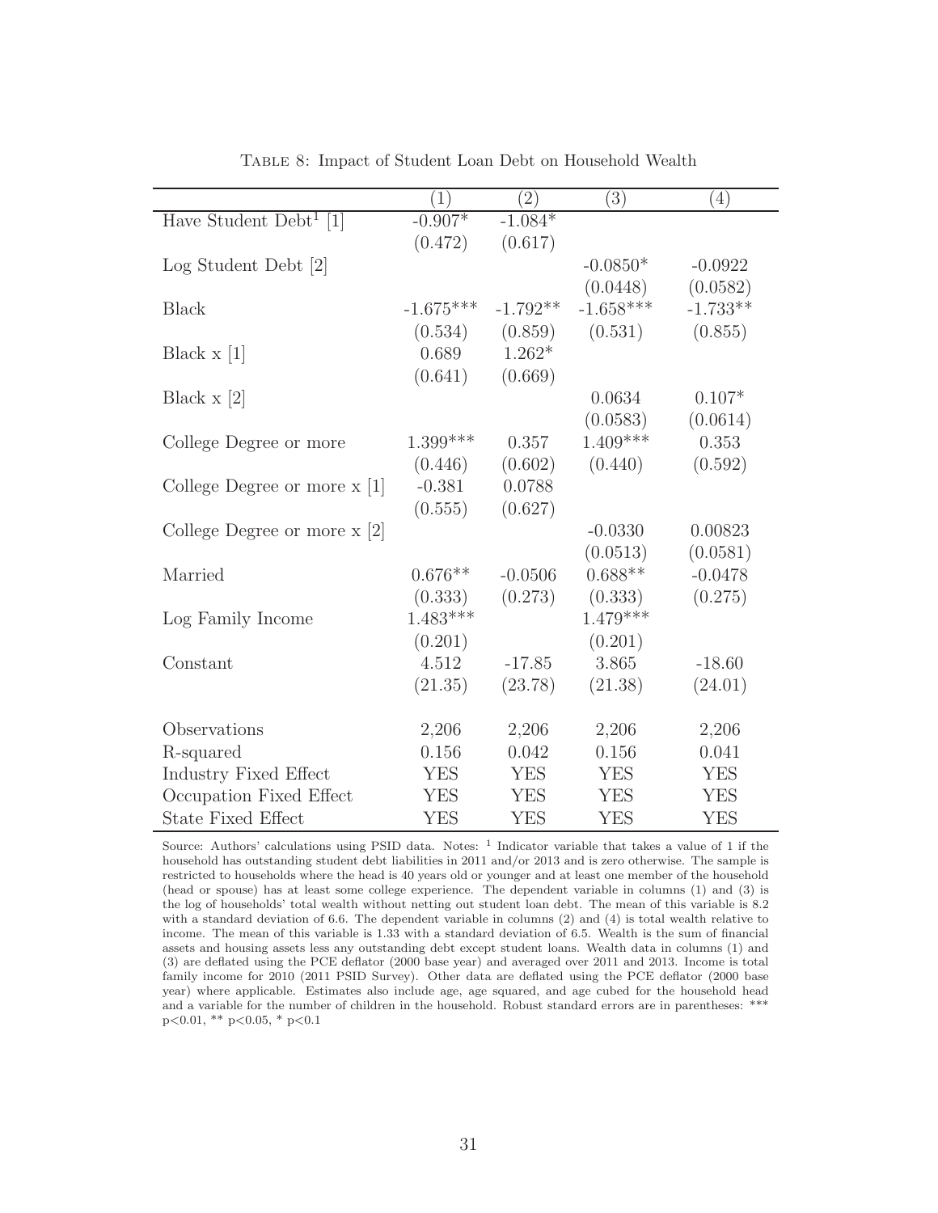Table 8: Impact of Student Loan Debt on Household Wealth

| | (1) | (2) | (3) | (4) |
|---|---|---|---|---|
| Have Student Debt[1] [1] | -0.907* | -1.084* | | |
| | (0.472) | (0.617) | | |
| Log Student Debt [2] | | | -0.0850* | -0.0922 |
| | | | (0.0448) | (0.0582) |
| Black | -1.675*** | -1.792** | -1.658*** | -1.733** |
| | (0.534) | (0.859) | (0.531) | (0.855) |
| Black x [1] | 0.689 | 1.262* | | |
| | (0.641) | (0.669) | | |
| Black x [2] | | | 0.0634 | 0.107* |
| | | | (0.0583) | (0.0614) |
| College Degree or more | 1.399*** | 0.357 | 1.409*** | 0.353 |
| | (0.446) | (0.602) | (0.440) | (0.592) |
| College Degree or more x [1] | -0.381 | 0.0788 | | |
| | (0.555) | (0.627) | | |
| College Degree or more x [2] | | | -0.0330 | 0.00823 |
| | | | (0.0513) | (0.0581) |
| Married | 0.676** | -0.0506 | 0.688** | -0.0478 |
| | (0.333) | (0.273) | (0.333) | (0.275) |
| Log Family Income | 1.483*** | | 1.479*** | |
| | (0.201) | | (0.201) | |
| Constant | 4.512 | -17.85 | 3.865 | -18.60 |
| | (21.35) | (23.78) | (21.38) | (24.01) |
| Observations | 2,206 | 2,206 | 2,206 | 2,206 |
| R-squared | 0.156 | 0.042 | 0.156 | 0.041 |
| Industry Fixed Effect | YES | YES | YES | YES |
| Occupation Fixed Effect | YES | YES | YES | YES |
| State Fixed Effect | YES | YES | YES | YES |

Source: Authors' calculations using PSID data. Notes: [1] Indicator variable that takes a value of 1 if the household has outstanding student debt liabilities in 2011 and/or 2013 and is zero otherwise. The sample is restricted to households where the head is 40 years old or younger and at least one member of the household (head or spouse) has at least some college experience. The dependent variable in columns (1) and (3) is the log of households' total wealth without netting out student loan debt. The mean of this variable is 8.2 with a standard deviation of 6.6. The dependent variable in columns (2) and (4) is total wealth relative to income. The mean of this variable is 1.33 with a standard deviation of 6.5. Wealth is the sum of financial assets and housing assets less any outstanding debt except student loans. Wealth data in columns (1) and (3) are deflated using the PCE deflator (2000 base year) and averaged over 2011 and 2013. Income is total family income for 2010 (2011 PSID Survey). Other data are deflated using the PCE deflator (2000 base year) where applicable. Estimates also include age, age squared, and age cubed for the household head and a variable for the number of children in the household. Robust standard errors are in parentheses: *** $p<0.01$, ** $p<0.05$, * $p<0.1$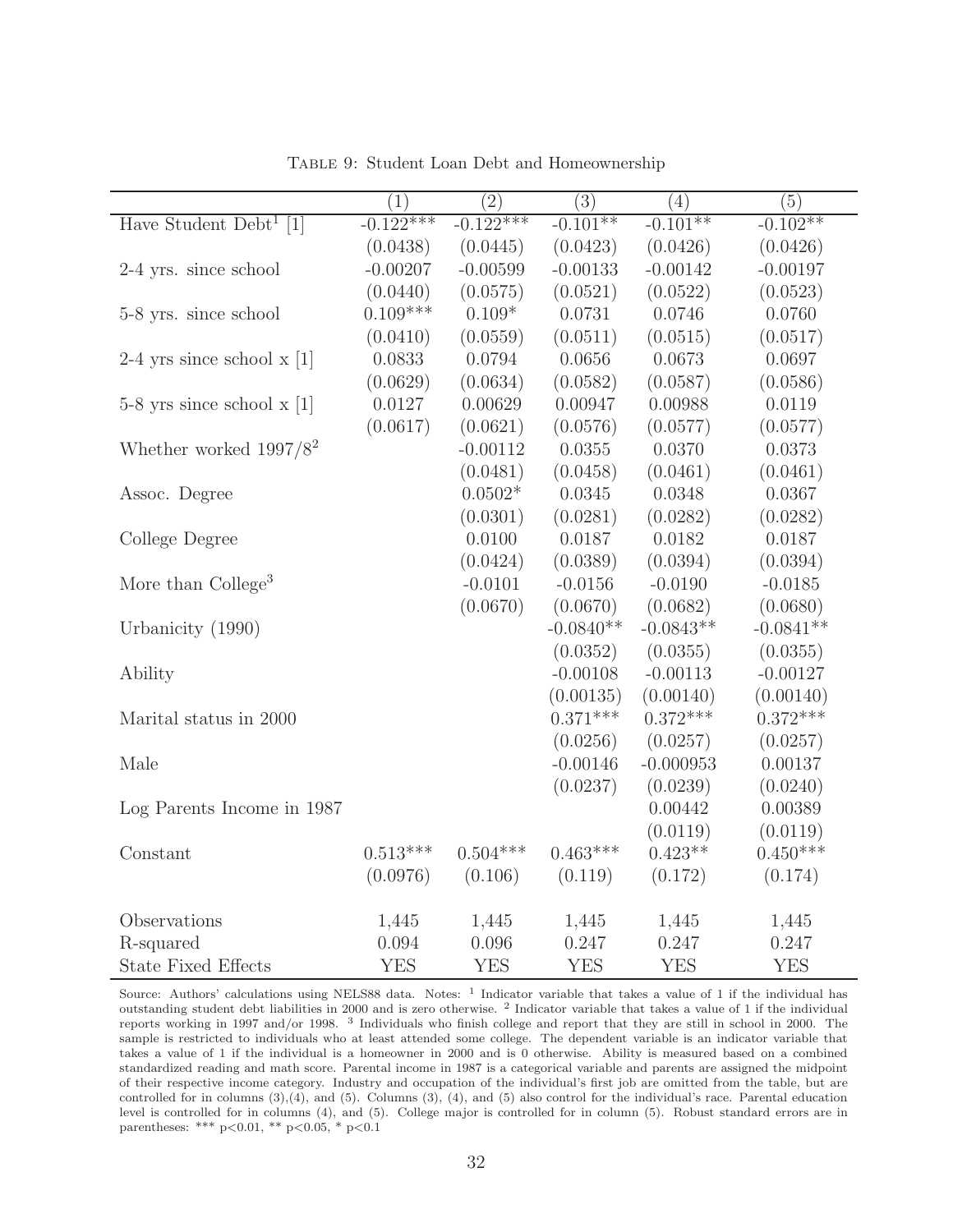TABLE 9: Student Loan Debt and Homeownership

| | (1) | (2) | (3) | (4) | (5) |
|---|---|---|---|---|---|
| Have Student Debt[1] [1] | -0.122*** | -0.122*** | -0.101** | -0.101** | -0.102** |
| | (0.0438) | (0.0445) | (0.0423) | (0.0426) | (0.0426) |
| 2-4 yrs. since school | -0.00207 | -0.00599 | -0.00133 | -0.00142 | -0.00197 |
| | (0.0440) | (0.0575) | (0.0521) | (0.0522) | (0.0523) |
| 5-8 yrs. since school | 0.109*** | 0.109* | 0.0731 | 0.0746 | 0.0760 |
| | (0.0410) | (0.0559) | (0.0511) | (0.0515) | (0.0517) |
| 2-4 yrs since school x [1] | 0.0833 | 0.0794 | 0.0656 | 0.0673 | 0.0697 |
| | (0.0629) | (0.0634) | (0.0582) | (0.0587) | (0.0586) |
| 5-8 yrs since school x [1] | 0.0127 | 0.00629 | 0.00947 | 0.00988 | 0.0119 |
| | (0.0617) | (0.0621) | (0.0576) | (0.0577) | (0.0577) |
| Whether worked 1997/8[2] | | -0.00112 | 0.0355 | 0.0370 | 0.0373 |
| | | (0.0481) | (0.0458) | (0.0461) | (0.0461) |
| Assoc. Degree | | 0.0502* | 0.0345 | 0.0348 | 0.0367 |
| | | (0.0301) | (0.0281) | (0.0282) | (0.0282) |
| College Degree | | 0.0100 | 0.0187 | 0.0182 | 0.0187 |
| | | (0.0424) | (0.0389) | (0.0394) | (0.0394) |
| More than College[3] | | -0.0101 | -0.0156 | -0.0190 | -0.0185 |
| | | (0.0670) | (0.0670) | (0.0682) | (0.0680) |
| Urbanicity (1990) | | | -0.0840** | -0.0843** | -0.0841** |
| | | | (0.0352) | (0.0355) | (0.0355) |
| Ability | | | -0.00108 | -0.00113 | -0.00127 |
| | | | (0.00135) | (0.00140) | (0.00140) |
| Marital status in 2000 | | | 0.371*** | 0.372*** | 0.372*** |
| | | | (0.0256) | (0.0257) | (0.0257) |
| Male | | | -0.00146 | -0.000953 | 0.00137 |
| | | | (0.0237) | (0.0239) | (0.0240) |
| Log Parents Income in 1987 | | | | 0.00442 | 0.00389 |
| | | | | (0.0119) | (0.0119) |
| Constant | 0.513*** | 0.504*** | 0.463*** | 0.423** | 0.450*** |
| | (0.0976) | (0.106) | (0.119) | (0.172) | (0.174) |
| Observations | 1,445 | 1,445 | 1,445 | 1,445 | 1,445 |
| R-squared | 0.094 | 0.096 | 0.247 | 0.247 | 0.247 |
| State Fixed Effects | YES | YES | YES | YES | YES |

Source: Authors' calculations using NELS88 data. Notes: [1] Indicator variable that takes a value of 1 if the individual has outstanding student debt liabilities in 2000 and is zero otherwise. [2] Indicator variable that takes a value of 1 if the individual reports working in 1997 and/or 1998. [3] Individuals who finish college and report that they are still in school in 2000. The sample is restricted to individuals who at least attended some college. The dependent variable is an indicator variable that takes a value of 1 if the individual is a homeowner in 2000 and is 0 otherwise. Ability is measured based on a combined standardized reading and math score. Parental income in 1987 is a categorical variable and parents are assigned the midpoint of their respective income category. Industry and occupation of the individual's first job are omitted from the table, but are controlled for in columns (3),(4), and (5). Columns (3), (4), and (5) also control for the individual's race. Parental education level is controlled for in columns (4), and (5). College major is controlled for in column (5). Robust standard errors are in parentheses: *** p<0.01, ** p<0.05, * p<0.1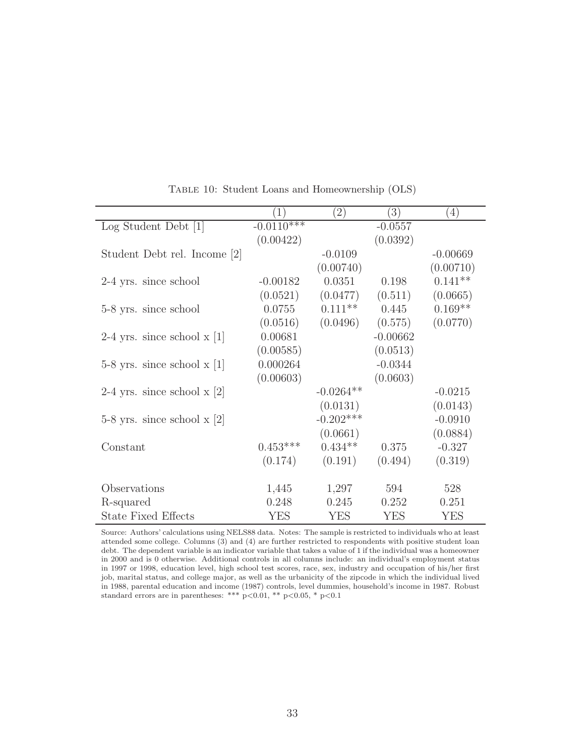Table 10: Student Loans and Homeownership (OLS)

| | (1) | (2) | (3) | (4) |
|---|---|---|---|---|
| Log Student Debt [1] | -0.0110*** | | -0.0557 | |
| | (0.00422) | | (0.0392) | |
| Student Debt rel. Income [2] | | -0.0109 | | -0.00669 |
| | | (0.00740) | | (0.00710) |
| 2-4 yrs. since school | -0.00182 | 0.0351 | 0.198 | 0.141** |
| | (0.0521) | (0.0477) | (0.511) | (0.0665) |
| 5-8 yrs. since school | 0.0755 | 0.111** | 0.445 | 0.169** |
| | (0.0516) | (0.0496) | (0.575) | (0.0770) |
| 2-4 yrs. since school x [1] | 0.00681 | | -0.00662 | |
| | (0.00585) | | (0.0513) | |
| 5-8 yrs. since school x [1] | 0.000264 | | -0.0344 | |
| | (0.00603) | | (0.0603) | |
| 2-4 yrs. since school x [2] | | -0.0264** | | -0.0215 |
| | | (0.0131) | | (0.0143) |
| 5-8 yrs. since school x [2] | | -0.202*** | | -0.0910 |
| | | (0.0661) | | (0.0884) |
| Constant | 0.453*** | 0.434** | 0.375 | -0.327 |
| | (0.174) | (0.191) | (0.494) | (0.319) |
| Observations | 1,445 | 1,297 | 594 | 528 |
| R-squared | 0.248 | 0.245 | 0.252 | 0.251 |
| State Fixed Effects | YES | YES | YES | YES |

Source: Authors' calculations using NELS88 data. Notes: The sample is restricted to individuals who at least attended some college. Columns (3) and (4) are further restricted to respondents with positive student loan debt. The dependent variable is an indicator variable that takes a value of 1 if the individual was a homeowner in 2000 and is 0 otherwise. Additional controls in all columns include: an individual's employment status in 1997 or 1998, education level, high school test scores, race, sex, industry and occupation of his/her first job, marital status, and college major, as well as the urbanicity of the zipcode in which the individual lived in 1988, parental education and income (1987) controls, level dummies, household's income in 1987. Robust standard errors are in parentheses: *** $p<0.01$, ** $p<0.05$, * $p<0.1$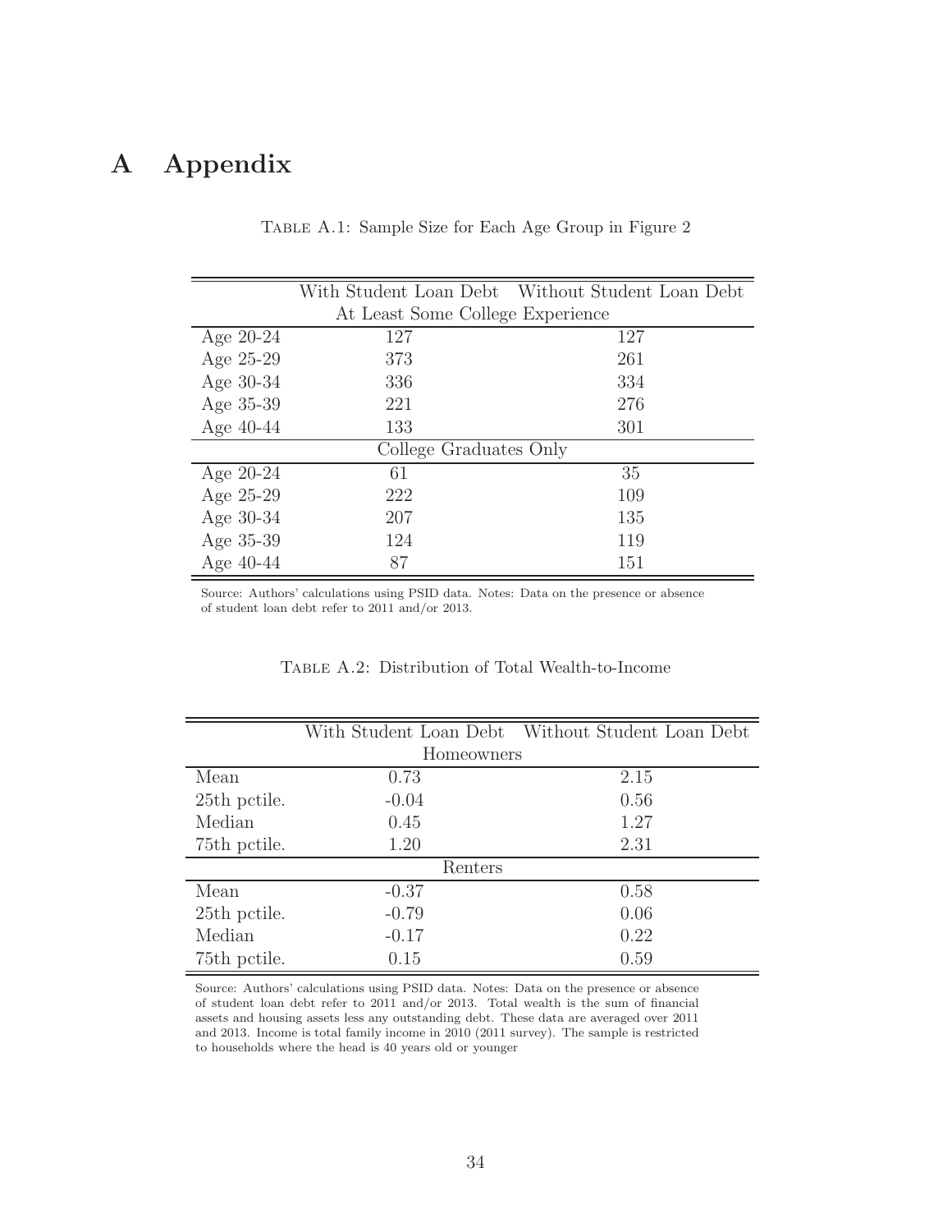# A Appendix

Table A.1: Sample Size for Each Age Group in Figure 2

| | With Student Loan Debt | Without Student Loan Debt |
|---|---|---|
| At Least Some College Experience | | |
| Age 20-24 | 127 | 127 |
| Age 25-29 | 373 | 261 |
| Age 30-34 | 336 | 334 |
| Age 35-39 | 221 | 276 |
| Age 40-44 | 133 | 301 |
| College Graduates Only | | |
| Age 20-24 | 61 | 35 |
| Age 25-29 | 222 | 109 |
| Age 30-34 | 207 | 135 |
| Age 35-39 | 124 | 119 |
| Age 40-44 | 87 | 151 |

Source: Authors' calculations using PSID data. Notes: Data on the presence or absence of student loan debt refer to 2011 and/or 2013.

Table A.2: Distribution of Total Wealth-to-Income

| | With Student Loan Debt | Without Student Loan Debt |
|---|---|---|
| Homeowners | | |
| Mean | 0.73 | 2.15 |
| 25th pctile. | -0.04 | 0.56 |
| Median | 0.45 | 1.27 |
| 75th pctile. | 1.20 | 2.31 |
| Renters | | |
| Mean | -0.37 | 0.58 |
| 25th pctile. | -0.79 | 0.06 |
| Median | -0.17 | 0.22 |
| 75th pctile. | 0.15 | 0.59 |

Source: Authors' calculations using PSID data. Notes: Data on the presence or absence of student loan debt refer to 2011 and/or 2013. Total wealth is the sum of financial assets and housing assets less any outstanding debt. These data are averaged over 2011 and 2013. Income is total family income in 2010 (2011 survey). The sample is restricted to households where the head is 40 years old or younger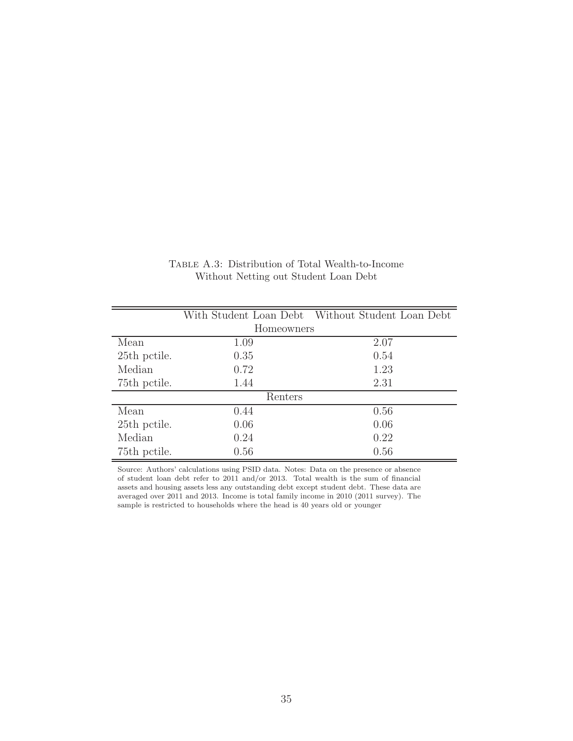Table A.3: Distribution of Total Wealth-to-Income Without Netting out Student Loan Debt

| | With Student Loan Debt | Without Student Loan Debt |
|---|---|---|
| | Homeowners | |
| Mean | 1.09 | 2.07 |
| 25th pctile. | 0.35 | 0.54 |
| Median | 0.72 | 1.23 |
| 75th pctile. | 1.44 | 2.31 |
| | Renters | |
| Mean | 0.44 | 0.56 |
| 25th pctile. | 0.06 | 0.06 |
| Median | 0.24 | 0.22 |
| 75th pctile. | 0.56 | 0.56 |

Source: Authors' calculations using PSID data. Notes: Data on the presence or absence of student loan debt refer to 2011 and/or 2013. Total wealth is the sum of financial assets and housing assets less any outstanding debt except student debt. These data are averaged over 2011 and 2013. Income is total family income in 2010 (2011 survey). The sample is restricted to households where the head is 40 years old or younger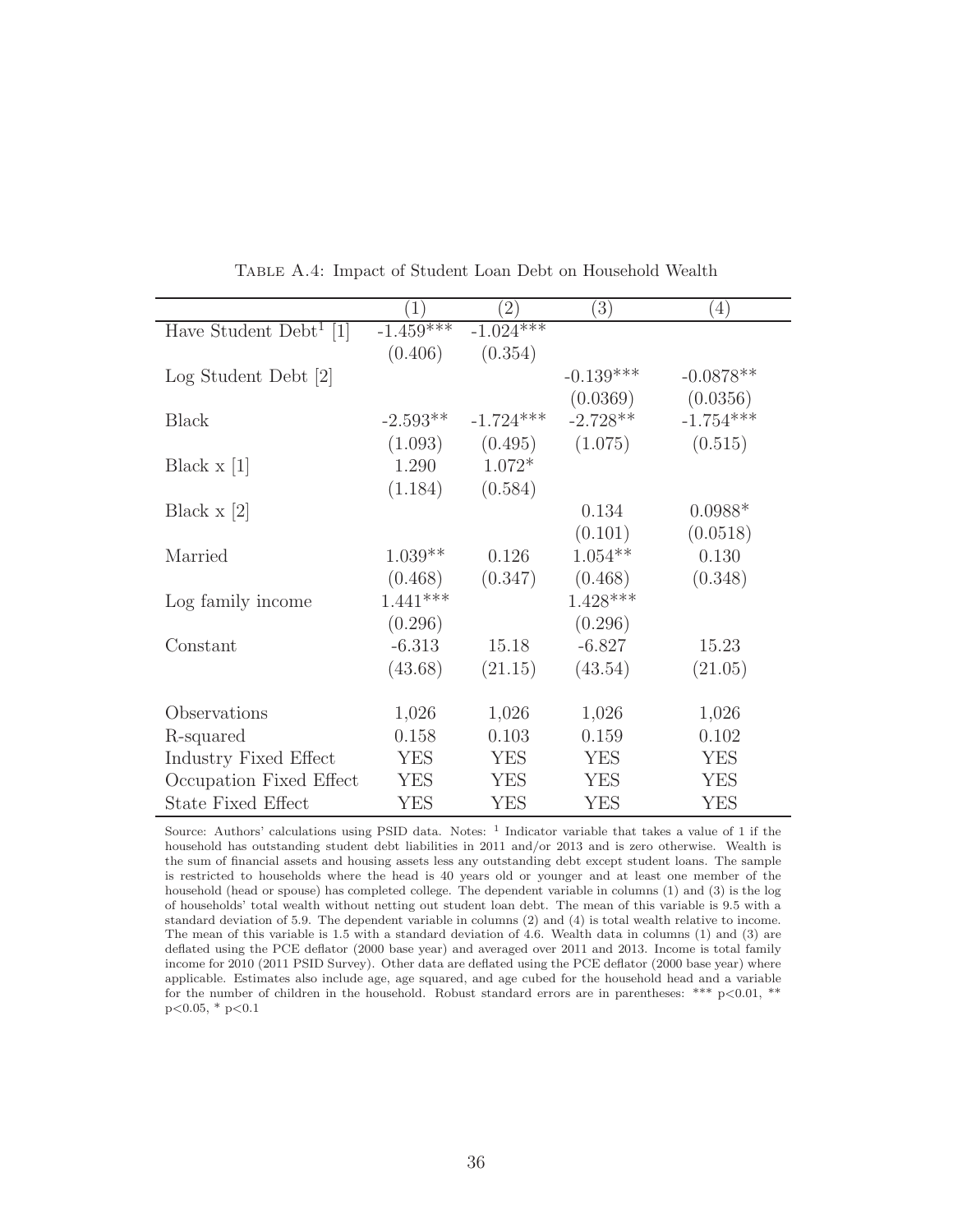TABLE A.4: Impact of Student Loan Debt on Household Wealth

| | (1) | (2) | (3) | (4) |
|---|---|---|---|---|
| Have Student Debt[1] [1] | -1.459*** | -1.024*** | | |
| | (0.406) | (0.354) | | |
| Log Student Debt [2] | | | -0.139*** | -0.0878** |
| | | | (0.0369) | (0.0356) |
| Black | -2.593** | -1.724*** | -2.728** | -1.754*** |
| | (1.093) | (0.495) | (1.075) | (0.515) |
| Black x [1] | 1.290 | 1.072* | | |
| | (1.184) | (0.584) | | |
| Black x [2] | | | 0.134 | 0.0988* |
| | | | (0.101) | (0.0518) |
| Married | 1.039** | 0.126 | 1.054** | 0.130 |
| | (0.468) | (0.347) | (0.468) | (0.348) |
| Log family income | 1.441*** | | 1.428*** | |
| | (0.296) | | (0.296) | |
| Constant | -6.313 | 15.18 | -6.827 | 15.23 |
| | (43.68) | (21.15) | (43.54) | (21.05) |
| Observations | 1,026 | 1,026 | 1,026 | 1,026 |
| R-squared | 0.158 | 0.103 | 0.159 | 0.102 |
| Industry Fixed Effect | YES | YES | YES | YES |
| Occupation Fixed Effect | YES | YES | YES | YES |
| State Fixed Effect | YES | YES | YES | YES |

Source: Authors' calculations using PSID data. Notes: [1] Indicator variable that takes a value of 1 if the household has outstanding student debt liabilities in 2011 and/or 2013 and is zero otherwise. Wealth is the sum of financial assets and housing assets less any outstanding debt except student loans. The sample is restricted to households where the head is 40 years old or younger and at least one member of the household (head or spouse) has completed college. The dependent variable in columns (1) and (3) is the log of households' total wealth without netting out student loan debt. The mean of this variable is 9.5 with a standard deviation of 5.9. The dependent variable in columns (2) and (4) is total wealth relative to income. The mean of this variable is 1.5 with a standard deviation of 4.6. Wealth data in columns (1) and (3) are deflated using the PCE deflator (2000 base year) and averaged over 2011 and 2013. Income is total family income for 2010 (2011 PSID Survey). Other data are deflated using the PCE deflator (2000 base year) where applicable. Estimates also include age, age squared, and age cubed for the household head and a variable for the number of children in the household. Robust standard errors are in parentheses: *** p<0.01, ** p<0.05, * p<0.1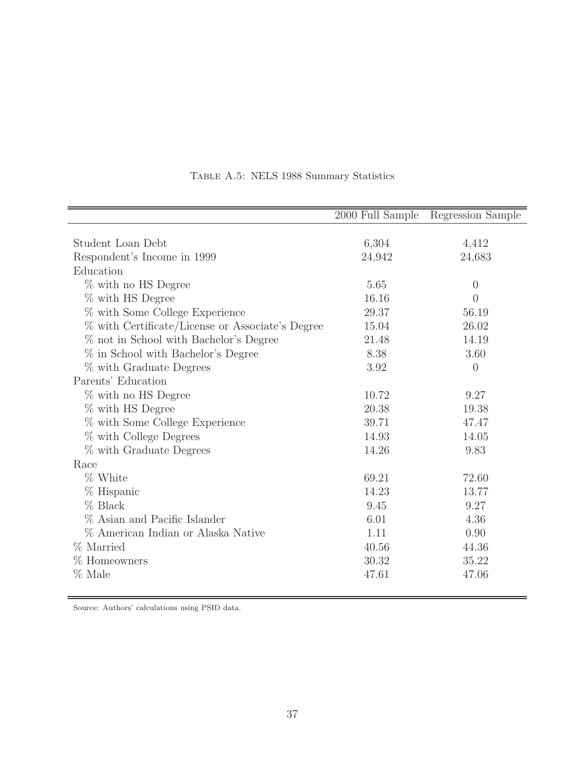Table A.5: NELS 1988 Summary Statistics

| | 2000 Full Sample | Regression Sample |
|---|---|---|
| Student Loan Debt | 6,304 | 4,412 |
| Respondent's Income in 1999 | 24,942 | 24,683 |
| Education | | |
| % with no HS Degree | 5.65 | 0 |
| % with HS Degree | 16.16 | 0 |
| % with Some College Experience | 29.37 | 56.19 |
| % with Certificate/License or Associate's Degree | 15.04 | 26.02 |
| % not in School with Bachelor's Degree | 21.48 | 14.19 |
| % in School with Bachelor's Degree | 8.38 | 3.60 |
| % with Graduate Degrees | 3.92 | 0 |
| Parents' Education | | |
| % with no HS Degree | 10.72 | 9.27 |
| % with HS Degree | 20.38 | 19.38 |
| % with Some College Experience | 39.71 | 47.47 |
| % with College Degrees | 14.93 | 14.05 |
| % with Graduate Degrees | 14.26 | 9.83 |
| Race | | |
| % White | 69.21 | 72.60 |
| % Hispanic | 14.23 | 13.77 |
| % Black | 9.45 | 9.27 |
| % Asian and Pacific Islander | 6.01 | 4.36 |
| % American Indian or Alaska Native | 1.11 | 0.90 |
| % Married | 40.56 | 44.36 |
| % Homeowners | 30.32 | 35.22 |
| % Male | 47.61 | 47.06 |

Source: Authors' calculations using PSID data.